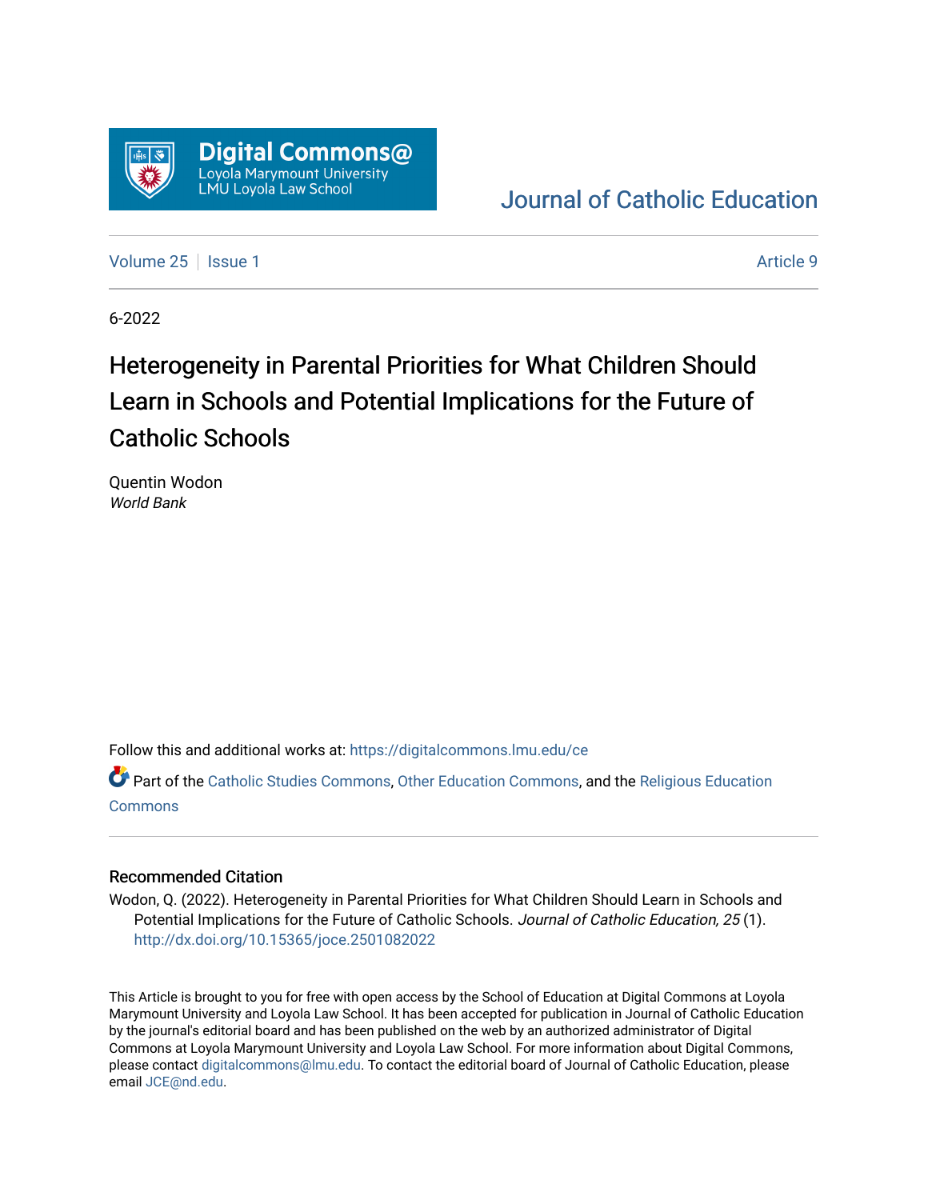Digital Commons@ Loyola Marymount University LMU Loyola Law School

Journal of Catholic Education

Volume 25 | Issue 1 — Article 9

6-2022

# Heterogeneity in Parental Priorities for What Children Should Learn in Schools and Potential Implications for the Future of Catholic Schools

Quentin Wodon
*World Bank*

Follow this and additional works at: https://digitalcommons.lmu.edu/ce

Part of the Catholic Studies Commons, Other Education Commons, and the Religious Education Commons

## Recommended Citation

Wodon, Q. (2022). Heterogeneity in Parental Priorities for What Children Should Learn in Schools and Potential Implications for the Future of Catholic Schools. *Journal of Catholic Education, 25* (1). http://dx.doi.org/10.15365/joce.2501082022

This Article is brought to you for free with open access by the School of Education at Digital Commons at Loyola Marymount University and Loyola Law School. It has been accepted for publication in Journal of Catholic Education by the journal's editorial board and has been published on the web by an authorized administrator of Digital Commons at Loyola Marymount University and Loyola Law School. For more information about Digital Commons, please contact digitalcommons@lmu.edu. To contact the editorial board of Journal of Catholic Education, please email JCE@nd.edu.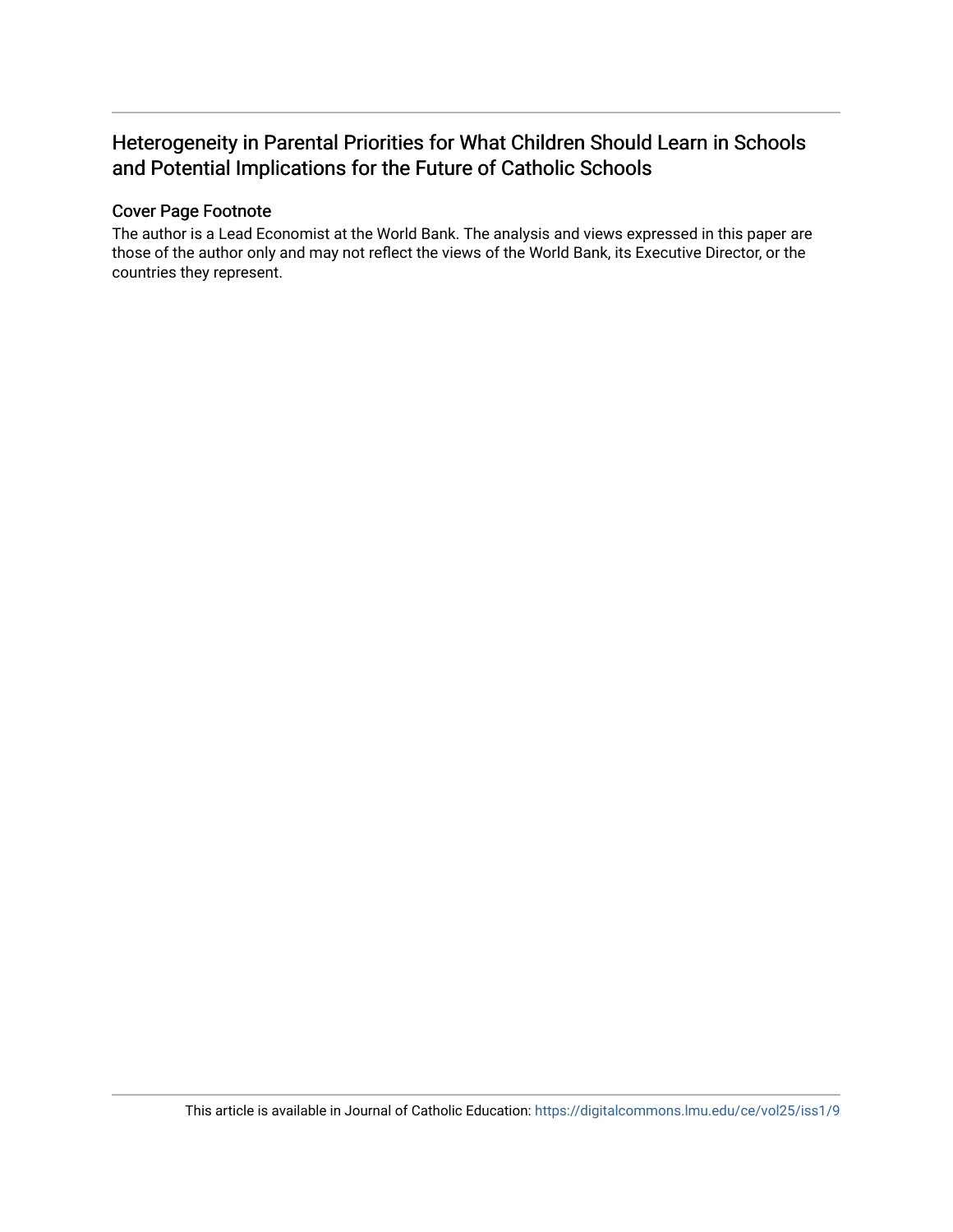## Heterogeneity in Parental Priorities for What Children Should Learn in Schools and Potential Implications for the Future of Catholic Schools

### Cover Page Footnote

The author is a Lead Economist at the World Bank. The analysis and views expressed in this paper are those of the author only and may not reflect the views of the World Bank, its Executive Director, or the countries they represent.

This article is available in Journal of Catholic Education: https://digitalcommons.lmu.edu/ce/vol25/iss1/9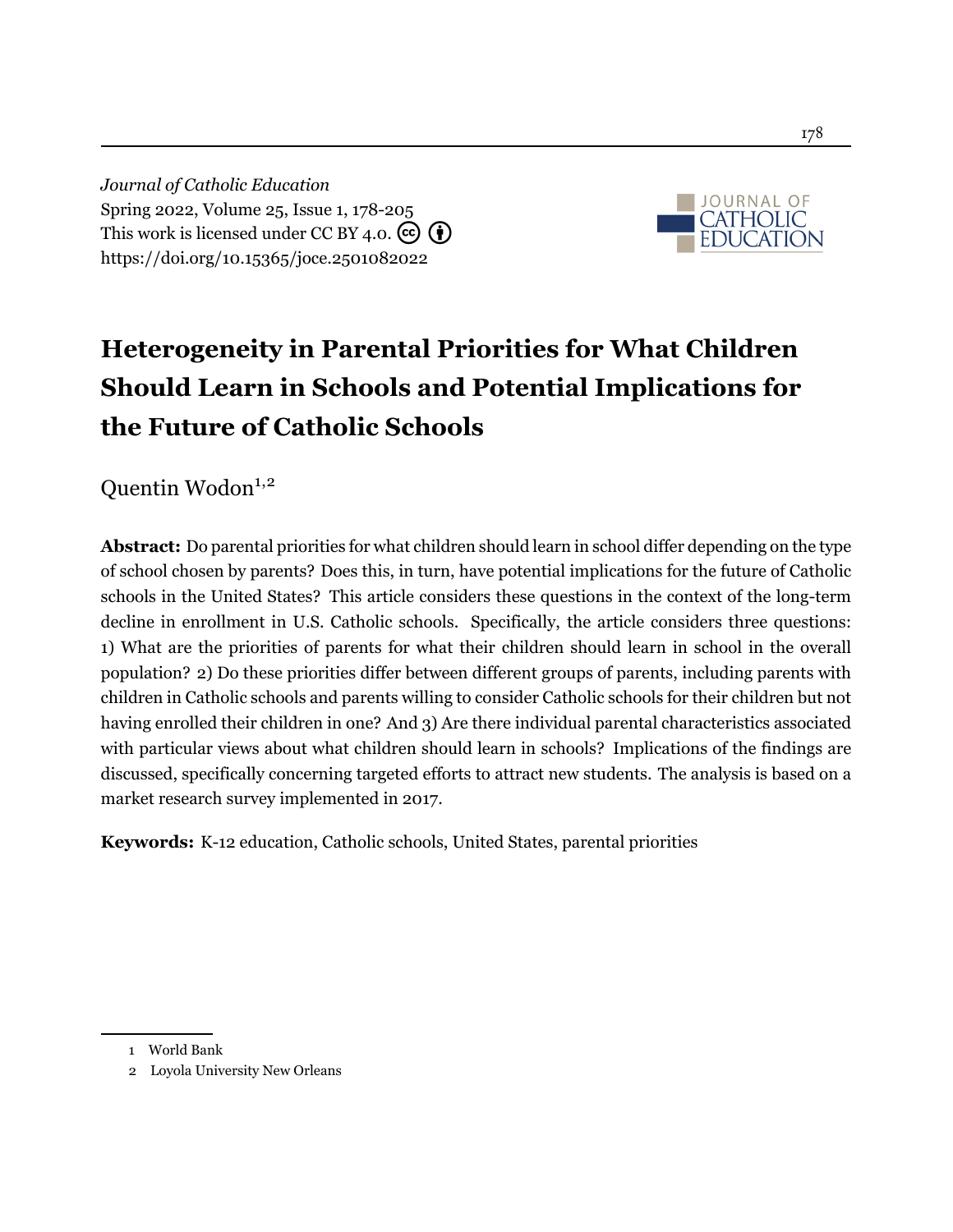*Journal of Catholic Education*
Spring 2022, Volume 25, Issue 1, 178-205
This work is licensed under CC BY 4.0.
https://doi.org/10.15365/joce.2501082022

# Heterogeneity in Parental Priorities for What Children Should Learn in Schools and Potential Implications for the Future of Catholic Schools

Quentin Wodon[1,2]

**Abstract:** Do parental priorities for what children should learn in school differ depending on the type of school chosen by parents? Does this, in turn, have potential implications for the future of Catholic schools in the United States? This article considers these questions in the context of the long-term decline in enrollment in U.S. Catholic schools. Specifically, the article considers three questions: 1) What are the priorities of parents for what their children should learn in school in the overall population? 2) Do these priorities differ between different groups of parents, including parents with children in Catholic schools and parents willing to consider Catholic schools for their children but not having enrolled their children in one? And 3) Are there individual parental characteristics associated with particular views about what children should learn in schools? Implications of the findings are discussed, specifically concerning targeted efforts to attract new students. The analysis is based on a market research survey implemented in 2017.

**Keywords:** K-12 education, Catholic schools, United States, parental priorities

1 World Bank
2 Loyola University New Orleans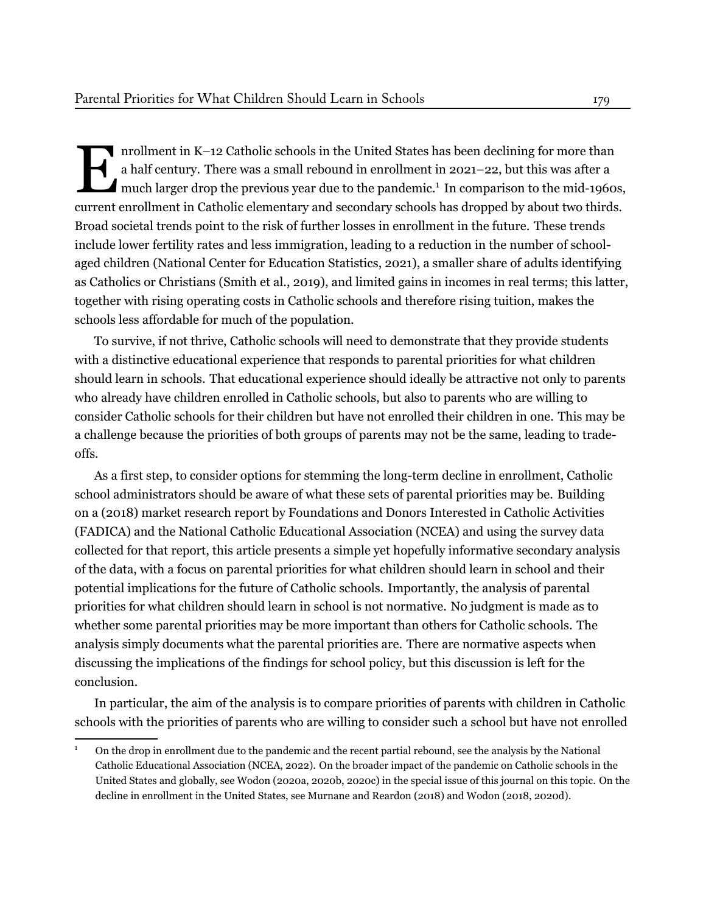Enrollment in K–12 Catholic schools in the United States has been declining for more than a half century. There was a small rebound in enrollment in 2021–22, but this was after a much larger drop the previous year due to the pandemic.[1] In comparison to the mid-1960s, current enrollment in Catholic elementary and secondary schools has dropped by about two thirds. Broad societal trends point to the risk of further losses in enrollment in the future. These trends include lower fertility rates and less immigration, leading to a reduction in the number of school-aged children (National Center for Education Statistics, 2021), a smaller share of adults identifying as Catholics or Christians (Smith et al., 2019), and limited gains in incomes in real terms; this latter, together with rising operating costs in Catholic schools and therefore rising tuition, makes the schools less affordable for much of the population.

To survive, if not thrive, Catholic schools will need to demonstrate that they provide students with a distinctive educational experience that responds to parental priorities for what children should learn in schools. That educational experience should ideally be attractive not only to parents who already have children enrolled in Catholic schools, but also to parents who are willing to consider Catholic schools for their children but have not enrolled their children in one. This may be a challenge because the priorities of both groups of parents may not be the same, leading to trade-offs.

As a first step, to consider options for stemming the long-term decline in enrollment, Catholic school administrators should be aware of what these sets of parental priorities may be. Building on a (2018) market research report by Foundations and Donors Interested in Catholic Activities (FADICA) and the National Catholic Educational Association (NCEA) and using the survey data collected for that report, this article presents a simple yet hopefully informative secondary analysis of the data, with a focus on parental priorities for what children should learn in school and their potential implications for the future of Catholic schools. Importantly, the analysis of parental priorities for what children should learn in school is not normative. No judgment is made as to whether some parental priorities may be more important than others for Catholic schools. The analysis simply documents what the parental priorities are. There are normative aspects when discussing the implications of the findings for school policy, but this discussion is left for the conclusion.

In particular, the aim of the analysis is to compare priorities of parents with children in Catholic schools with the priorities of parents who are willing to consider such a school but have not enrolled

[1] On the drop in enrollment due to the pandemic and the recent partial rebound, see the analysis by the National Catholic Educational Association (NCEA, 2022). On the broader impact of the pandemic on Catholic schools in the United States and globally, see Wodon (2020a, 2020b, 2020c) in the special issue of this journal on this topic. On the decline in enrollment in the United States, see Murnane and Reardon (2018) and Wodon (2018, 2020d).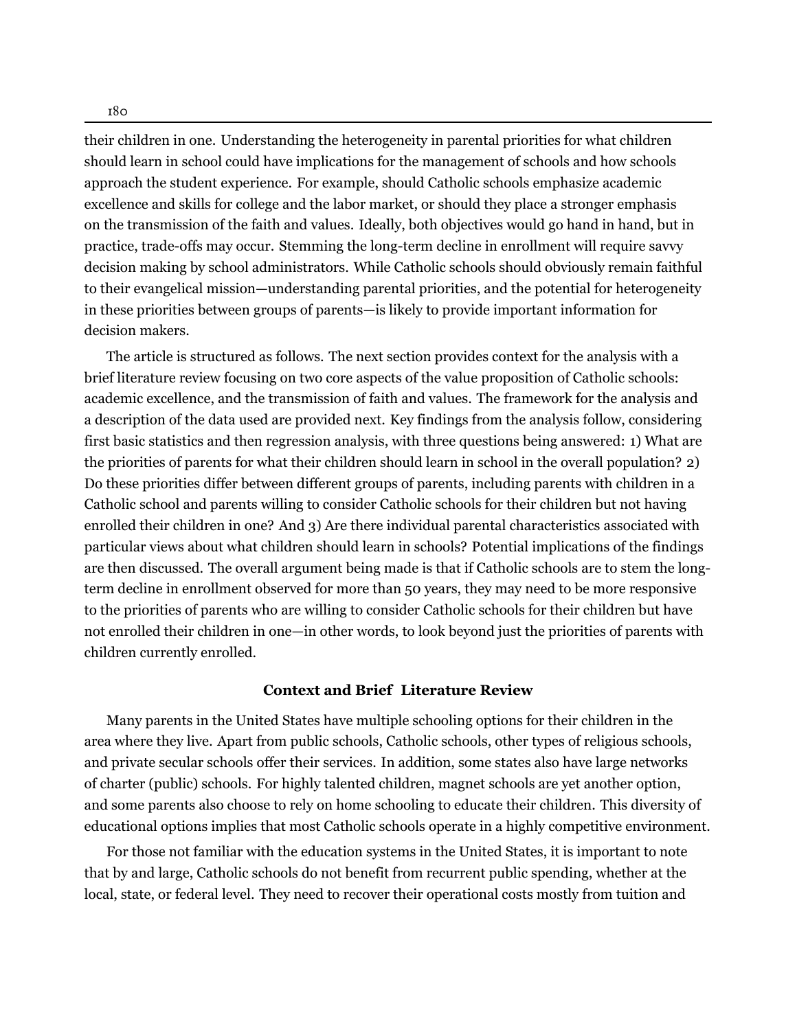their children in one. Understanding the heterogeneity in parental priorities for what children should learn in school could have implications for the management of schools and how schools approach the student experience. For example, should Catholic schools emphasize academic excellence and skills for college and the labor market, or should they place a stronger emphasis on the transmission of the faith and values. Ideally, both objectives would go hand in hand, but in practice, trade-offs may occur. Stemming the long-term decline in enrollment will require savvy decision making by school administrators. While Catholic schools should obviously remain faithful to their evangelical mission—understanding parental priorities, and the potential for heterogeneity in these priorities between groups of parents—is likely to provide important information for decision makers.

The article is structured as follows. The next section provides context for the analysis with a brief literature review focusing on two core aspects of the value proposition of Catholic schools: academic excellence, and the transmission of faith and values. The framework for the analysis and a description of the data used are provided next. Key findings from the analysis follow, considering first basic statistics and then regression analysis, with three questions being answered: 1) What are the priorities of parents for what their children should learn in school in the overall population? 2) Do these priorities differ between different groups of parents, including parents with children in a Catholic school and parents willing to consider Catholic schools for their children but not having enrolled their children in one? And 3) Are there individual parental characteristics associated with particular views about what children should learn in schools? Potential implications of the findings are then discussed. The overall argument being made is that if Catholic schools are to stem the long-term decline in enrollment observed for more than 50 years, they may need to be more responsive to the priorities of parents who are willing to consider Catholic schools for their children but have not enrolled their children in one—in other words, to look beyond just the priorities of parents with children currently enrolled.

## Context and Brief Literature Review

Many parents in the United States have multiple schooling options for their children in the area where they live. Apart from public schools, Catholic schools, other types of religious schools, and private secular schools offer their services. In addition, some states also have large networks of charter (public) schools. For highly talented children, magnet schools are yet another option, and some parents also choose to rely on home schooling to educate their children. This diversity of educational options implies that most Catholic schools operate in a highly competitive environment.

For those not familiar with the education systems in the United States, it is important to note that by and large, Catholic schools do not benefit from recurrent public spending, whether at the local, state, or federal level. They need to recover their operational costs mostly from tuition and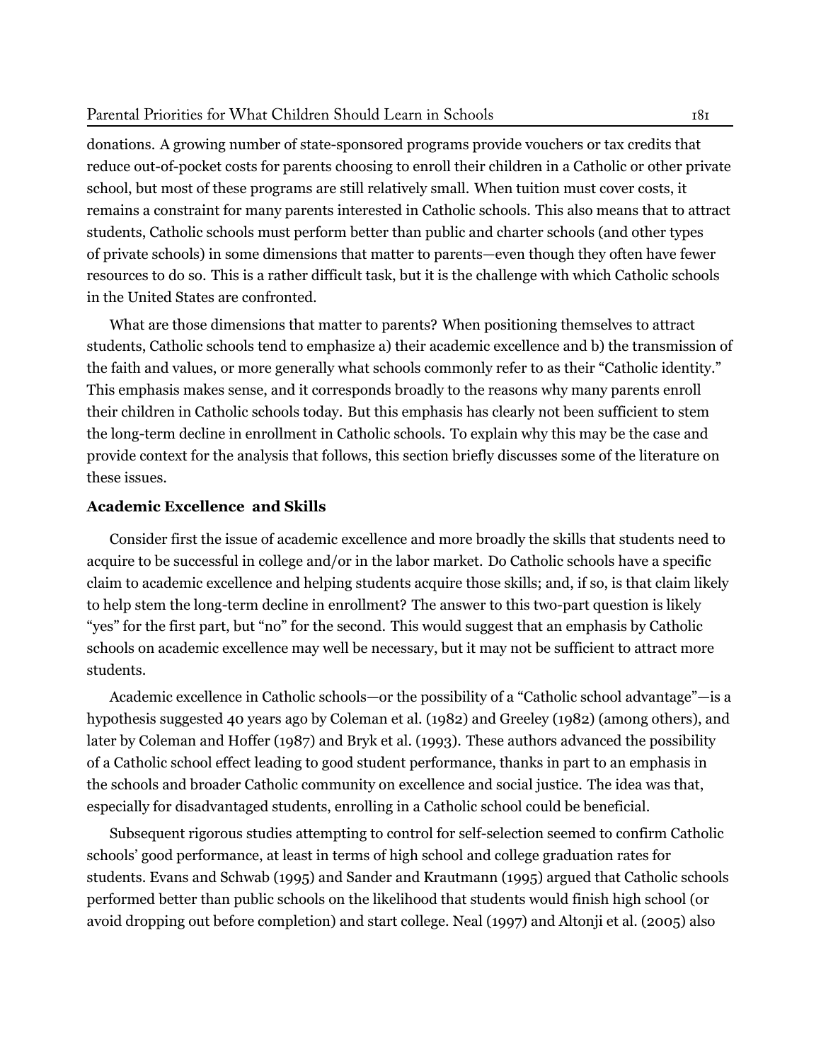donations. A growing number of state-sponsored programs provide vouchers or tax credits that reduce out-of-pocket costs for parents choosing to enroll their children in a Catholic or other private school, but most of these programs are still relatively small. When tuition must cover costs, it remains a constraint for many parents interested in Catholic schools. This also means that to attract students, Catholic schools must perform better than public and charter schools (and other types of private schools) in some dimensions that matter to parents—even though they often have fewer resources to do so. This is a rather difficult task, but it is the challenge with which Catholic schools in the United States are confronted.

What are those dimensions that matter to parents? When positioning themselves to attract students, Catholic schools tend to emphasize a) their academic excellence and b) the transmission of the faith and values, or more generally what schools commonly refer to as their "Catholic identity." This emphasis makes sense, and it corresponds broadly to the reasons why many parents enroll their children in Catholic schools today. But this emphasis has clearly not been sufficient to stem the long-term decline in enrollment in Catholic schools. To explain why this may be the case and provide context for the analysis that follows, this section briefly discusses some of the literature on these issues.

### Academic Excellence and Skills

Consider first the issue of academic excellence and more broadly the skills that students need to acquire to be successful in college and/or in the labor market. Do Catholic schools have a specific claim to academic excellence and helping students acquire those skills; and, if so, is that claim likely to help stem the long-term decline in enrollment? The answer to this two-part question is likely "yes" for the first part, but "no" for the second. This would suggest that an emphasis by Catholic schools on academic excellence may well be necessary, but it may not be sufficient to attract more students.

Academic excellence in Catholic schools—or the possibility of a "Catholic school advantage"—is a hypothesis suggested 40 years ago by Coleman et al. (1982) and Greeley (1982) (among others), and later by Coleman and Hoffer (1987) and Bryk et al. (1993). These authors advanced the possibility of a Catholic school effect leading to good student performance, thanks in part to an emphasis in the schools and broader Catholic community on excellence and social justice. The idea was that, especially for disadvantaged students, enrolling in a Catholic school could be beneficial.

Subsequent rigorous studies attempting to control for self-selection seemed to confirm Catholic schools' good performance, at least in terms of high school and college graduation rates for students. Evans and Schwab (1995) and Sander and Krautmann (1995) argued that Catholic schools performed better than public schools on the likelihood that students would finish high school (or avoid dropping out before completion) and start college. Neal (1997) and Altonji et al. (2005) also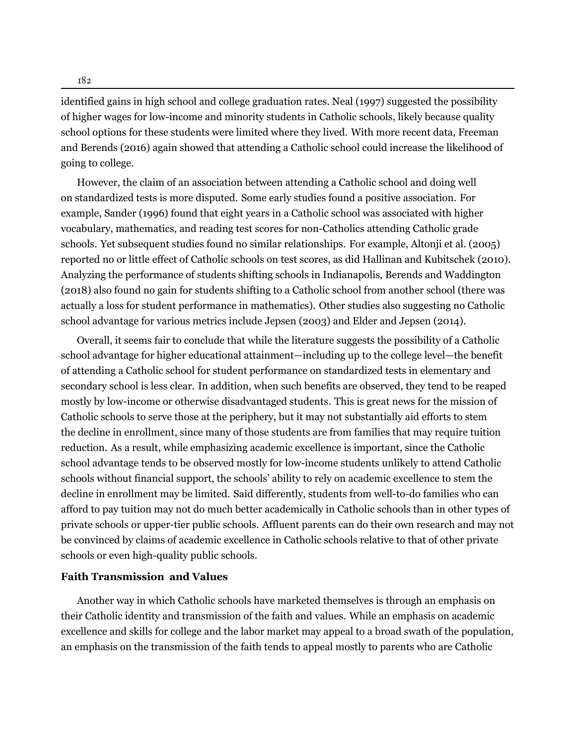identified gains in high school and college graduation rates. Neal (1997) suggested the possibility of higher wages for low-income and minority students in Catholic schools, likely because quality school options for these students were limited where they lived. With more recent data, Freeman and Berends (2016) again showed that attending a Catholic school could increase the likelihood of going to college.

However, the claim of an association between attending a Catholic school and doing well on standardized tests is more disputed. Some early studies found a positive association. For example, Sander (1996) found that eight years in a Catholic school was associated with higher vocabulary, mathematics, and reading test scores for non-Catholics attending Catholic grade schools. Yet subsequent studies found no similar relationships. For example, Altonji et al. (2005) reported no or little effect of Catholic schools on test scores, as did Hallinan and Kubitschek (2010). Analyzing the performance of students shifting schools in Indianapolis, Berends and Waddington (2018) also found no gain for students shifting to a Catholic school from another school (there was actually a loss for student performance in mathematics). Other studies also suggesting no Catholic school advantage for various metrics include Jepsen (2003) and Elder and Jepsen (2014).

Overall, it seems fair to conclude that while the literature suggests the possibility of a Catholic school advantage for higher educational attainment—including up to the college level—the benefit of attending a Catholic school for student performance on standardized tests in elementary and secondary school is less clear. In addition, when such benefits are observed, they tend to be reaped mostly by low-income or otherwise disadvantaged students. This is great news for the mission of Catholic schools to serve those at the periphery, but it may not substantially aid efforts to stem the decline in enrollment, since many of those students are from families that may require tuition reduction. As a result, while emphasizing academic excellence is important, since the Catholic school advantage tends to be observed mostly for low-income students unlikely to attend Catholic schools without financial support, the schools' ability to rely on academic excellence to stem the decline in enrollment may be limited. Said differently, students from well-to-do families who can afford to pay tuition may not do much better academically in Catholic schools than in other types of private schools or upper-tier public schools. Affluent parents can do their own research and may not be convinced by claims of academic excellence in Catholic schools relative to that of other private schools or even high-quality public schools.

### Faith Transmission and Values

Another way in which Catholic schools have marketed themselves is through an emphasis on their Catholic identity and transmission of the faith and values. While an emphasis on academic excellence and skills for college and the labor market may appeal to a broad swath of the population, an emphasis on the transmission of the faith tends to appeal mostly to parents who are Catholic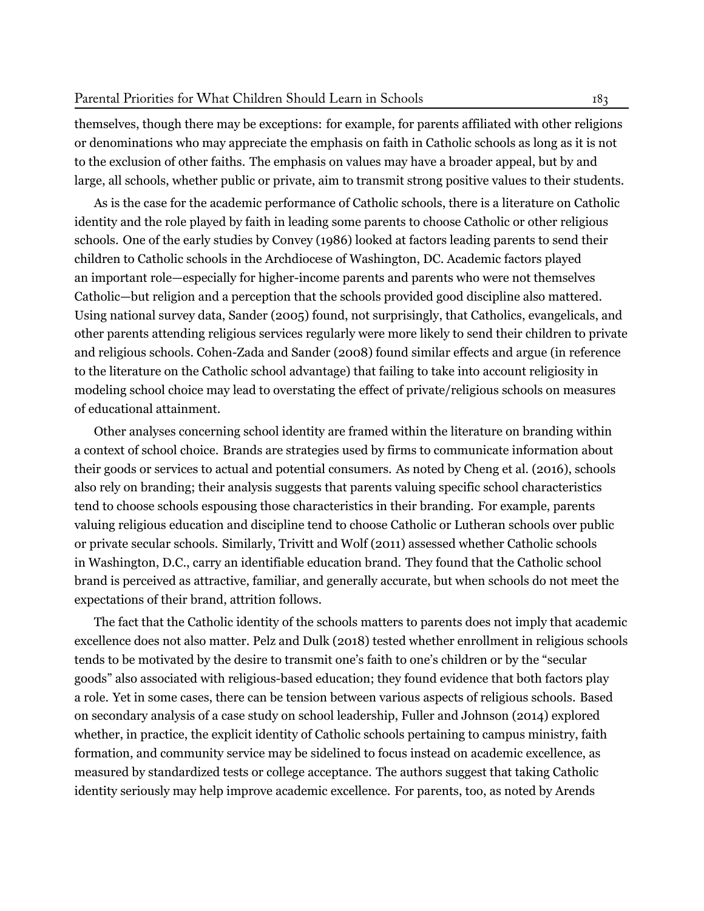themselves, though there may be exceptions: for example, for parents affiliated with other religions or denominations who may appreciate the emphasis on faith in Catholic schools as long as it is not to the exclusion of other faiths. The emphasis on values may have a broader appeal, but by and large, all schools, whether public or private, aim to transmit strong positive values to their students.

As is the case for the academic performance of Catholic schools, there is a literature on Catholic identity and the role played by faith in leading some parents to choose Catholic or other religious schools. One of the early studies by Convey (1986) looked at factors leading parents to send their children to Catholic schools in the Archdiocese of Washington, DC. Academic factors played an important role—especially for higher-income parents and parents who were not themselves Catholic—but religion and a perception that the schools provided good discipline also mattered. Using national survey data, Sander (2005) found, not surprisingly, that Catholics, evangelicals, and other parents attending religious services regularly were more likely to send their children to private and religious schools. Cohen-Zada and Sander (2008) found similar effects and argue (in reference to the literature on the Catholic school advantage) that failing to take into account religiosity in modeling school choice may lead to overstating the effect of private/religious schools on measures of educational attainment.

Other analyses concerning school identity are framed within the literature on branding within a context of school choice. Brands are strategies used by firms to communicate information about their goods or services to actual and potential consumers. As noted by Cheng et al. (2016), schools also rely on branding; their analysis suggests that parents valuing specific school characteristics tend to choose schools espousing those characteristics in their branding. For example, parents valuing religious education and discipline tend to choose Catholic or Lutheran schools over public or private secular schools. Similarly, Trivitt and Wolf (2011) assessed whether Catholic schools in Washington, D.C., carry an identifiable education brand. They found that the Catholic school brand is perceived as attractive, familiar, and generally accurate, but when schools do not meet the expectations of their brand, attrition follows.

The fact that the Catholic identity of the schools matters to parents does not imply that academic excellence does not also matter. Pelz and Dulk (2018) tested whether enrollment in religious schools tends to be motivated by the desire to transmit one's faith to one's children or by the "secular goods" also associated with religious-based education; they found evidence that both factors play a role. Yet in some cases, there can be tension between various aspects of religious schools. Based on secondary analysis of a case study on school leadership, Fuller and Johnson (2014) explored whether, in practice, the explicit identity of Catholic schools pertaining to campus ministry, faith formation, and community service may be sidelined to focus instead on academic excellence, as measured by standardized tests or college acceptance. The authors suggest that taking Catholic identity seriously may help improve academic excellence. For parents, too, as noted by Arends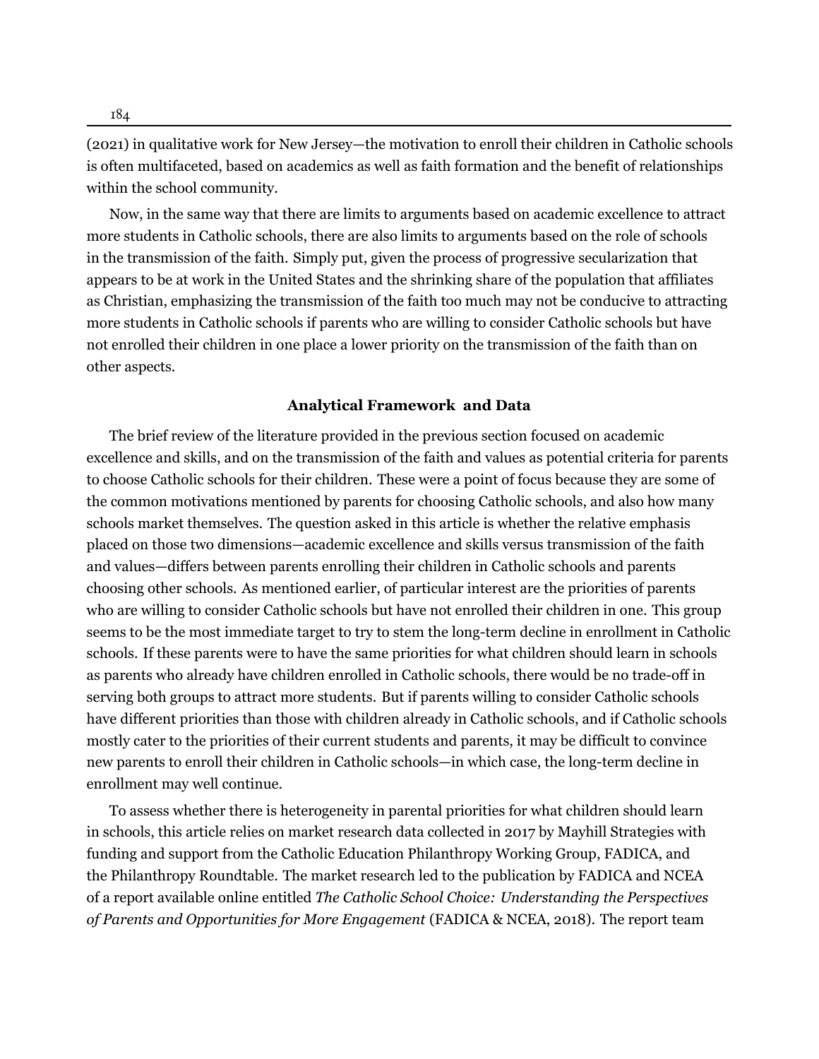(2021) in qualitative work for New Jersey—the motivation to enroll their children in Catholic schools is often multifaceted, based on academics as well as faith formation and the benefit of relationships within the school community.

Now, in the same way that there are limits to arguments based on academic excellence to attract more students in Catholic schools, there are also limits to arguments based on the role of schools in the transmission of the faith. Simply put, given the process of progressive secularization that appears to be at work in the United States and the shrinking share of the population that affiliates as Christian, emphasizing the transmission of the faith too much may not be conducive to attracting more students in Catholic schools if parents who are willing to consider Catholic schools but have not enrolled their children in one place a lower priority on the transmission of the faith than on other aspects.

## Analytical Framework and Data

The brief review of the literature provided in the previous section focused on academic excellence and skills, and on the transmission of the faith and values as potential criteria for parents to choose Catholic schools for their children. These were a point of focus because they are some of the common motivations mentioned by parents for choosing Catholic schools, and also how many schools market themselves. The question asked in this article is whether the relative emphasis placed on those two dimensions—academic excellence and skills versus transmission of the faith and values—differs between parents enrolling their children in Catholic schools and parents choosing other schools. As mentioned earlier, of particular interest are the priorities of parents who are willing to consider Catholic schools but have not enrolled their children in one. This group seems to be the most immediate target to try to stem the long-term decline in enrollment in Catholic schools. If these parents were to have the same priorities for what children should learn in schools as parents who already have children enrolled in Catholic schools, there would be no trade-off in serving both groups to attract more students. But if parents willing to consider Catholic schools have different priorities than those with children already in Catholic schools, and if Catholic schools mostly cater to the priorities of their current students and parents, it may be difficult to convince new parents to enroll their children in Catholic schools—in which case, the long-term decline in enrollment may well continue.

To assess whether there is heterogeneity in parental priorities for what children should learn in schools, this article relies on market research data collected in 2017 by Mayhill Strategies with funding and support from the Catholic Education Philanthropy Working Group, FADICA, and the Philanthropy Roundtable. The market research led to the publication by FADICA and NCEA of a report available online entitled *The Catholic School Choice: Understanding the Perspectives of Parents and Opportunities for More Engagement* (FADICA & NCEA, 2018). The report team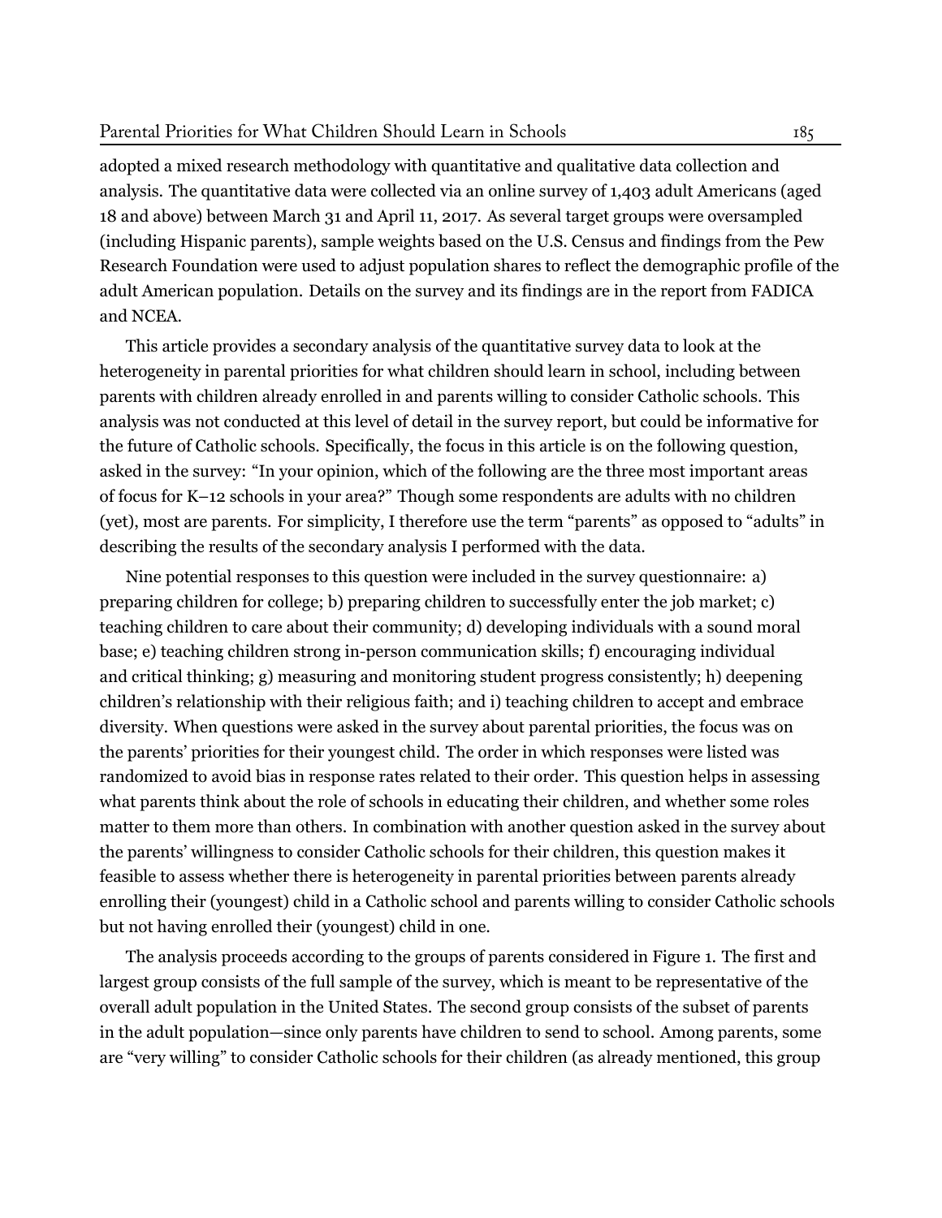adopted a mixed research methodology with quantitative and qualitative data collection and analysis. The quantitative data were collected via an online survey of 1,403 adult Americans (aged 18 and above) between March 31 and April 11, 2017. As several target groups were oversampled (including Hispanic parents), sample weights based on the U.S. Census and findings from the Pew Research Foundation were used to adjust population shares to reflect the demographic profile of the adult American population. Details on the survey and its findings are in the report from FADICA and NCEA.

This article provides a secondary analysis of the quantitative survey data to look at the heterogeneity in parental priorities for what children should learn in school, including between parents with children already enrolled in and parents willing to consider Catholic schools. This analysis was not conducted at this level of detail in the survey report, but could be informative for the future of Catholic schools. Specifically, the focus in this article is on the following question, asked in the survey: "In your opinion, which of the following are the three most important areas of focus for K–12 schools in your area?" Though some respondents are adults with no children (yet), most are parents. For simplicity, I therefore use the term "parents" as opposed to "adults" in describing the results of the secondary analysis I performed with the data.

Nine potential responses to this question were included in the survey questionnaire: a) preparing children for college; b) preparing children to successfully enter the job market; c) teaching children to care about their community; d) developing individuals with a sound moral base; e) teaching children strong in-person communication skills; f) encouraging individual and critical thinking; g) measuring and monitoring student progress consistently; h) deepening children's relationship with their religious faith; and i) teaching children to accept and embrace diversity. When questions were asked in the survey about parental priorities, the focus was on the parents' priorities for their youngest child. The order in which responses were listed was randomized to avoid bias in response rates related to their order. This question helps in assessing what parents think about the role of schools in educating their children, and whether some roles matter to them more than others. In combination with another question asked in the survey about the parents' willingness to consider Catholic schools for their children, this question makes it feasible to assess whether there is heterogeneity in parental priorities between parents already enrolling their (youngest) child in a Catholic school and parents willing to consider Catholic schools but not having enrolled their (youngest) child in one.

The analysis proceeds according to the groups of parents considered in Figure 1. The first and largest group consists of the full sample of the survey, which is meant to be representative of the overall adult population in the United States. The second group consists of the subset of parents in the adult population—since only parents have children to send to school. Among parents, some are "very willing" to consider Catholic schools for their children (as already mentioned, this group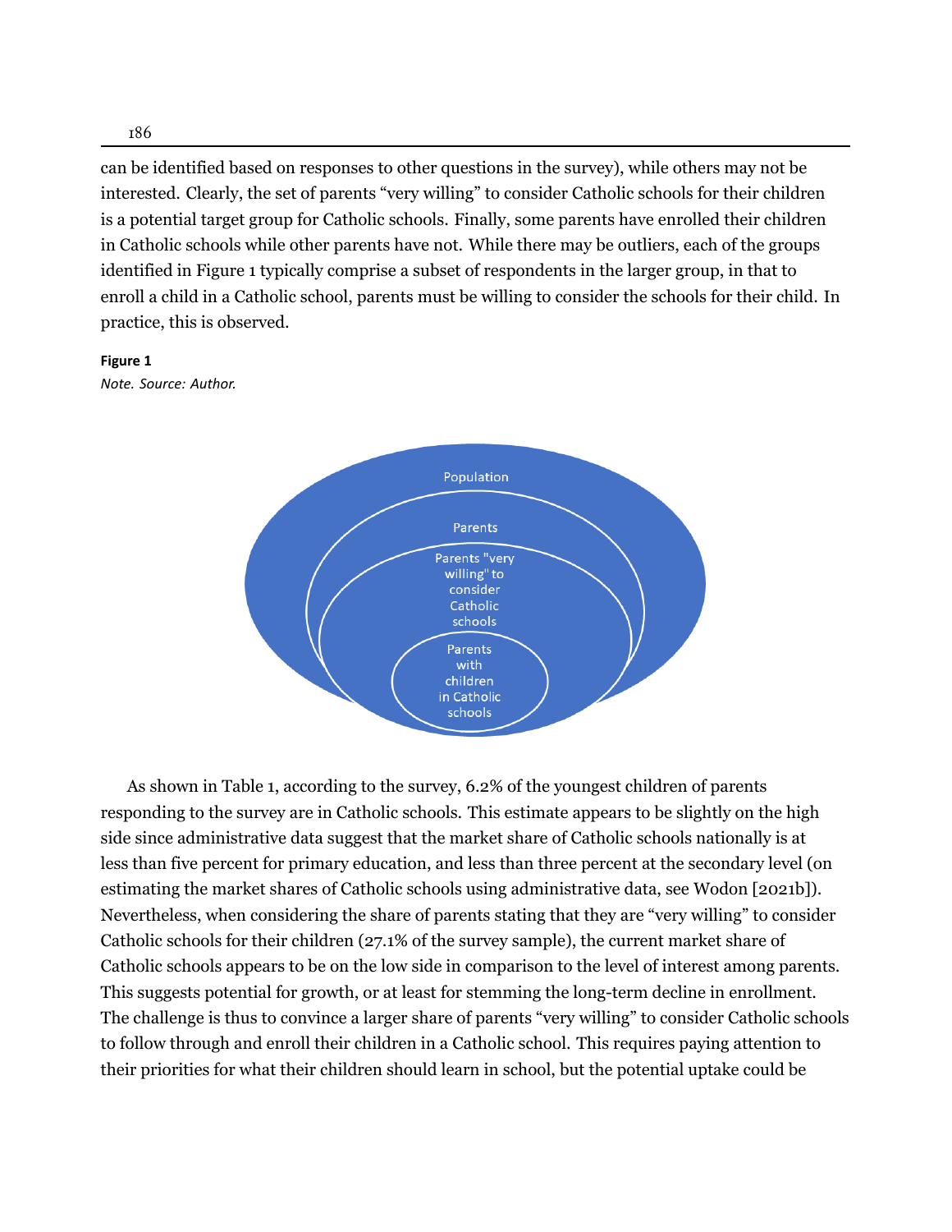can be identified based on responses to other questions in the survey), while others may not be interested. Clearly, the set of parents "very willing" to consider Catholic schools for their children is a potential target group for Catholic schools. Finally, some parents have enrolled their children in Catholic schools while other parents have not. While there may be outliers, each of the groups identified in Figure 1 typically comprise a subset of respondents in the larger group, in that to enroll a child in a Catholic school, parents must be willing to consider the schools for their child. In practice, this is observed.

**Figure 1**

*Note. Source: Author.*

Population

Parents

Parents "very willing" to consider Catholic schools

Parents with children in Catholic schools

As shown in Table 1, according to the survey, 6.2% of the youngest children of parents responding to the survey are in Catholic schools. This estimate appears to be slightly on the high side since administrative data suggest that the market share of Catholic schools nationally is at less than five percent for primary education, and less than three percent at the secondary level (on estimating the market shares of Catholic schools using administrative data, see Wodon [2021b]). Nevertheless, when considering the share of parents stating that they are "very willing" to consider Catholic schools for their children (27.1% of the survey sample), the current market share of Catholic schools appears to be on the low side in comparison to the level of interest among parents. This suggests potential for growth, or at least for stemming the long-term decline in enrollment. The challenge is thus to convince a larger share of parents "very willing" to consider Catholic schools to follow through and enroll their children in a Catholic school. This requires paying attention to their priorities for what their children should learn in school, but the potential uptake could be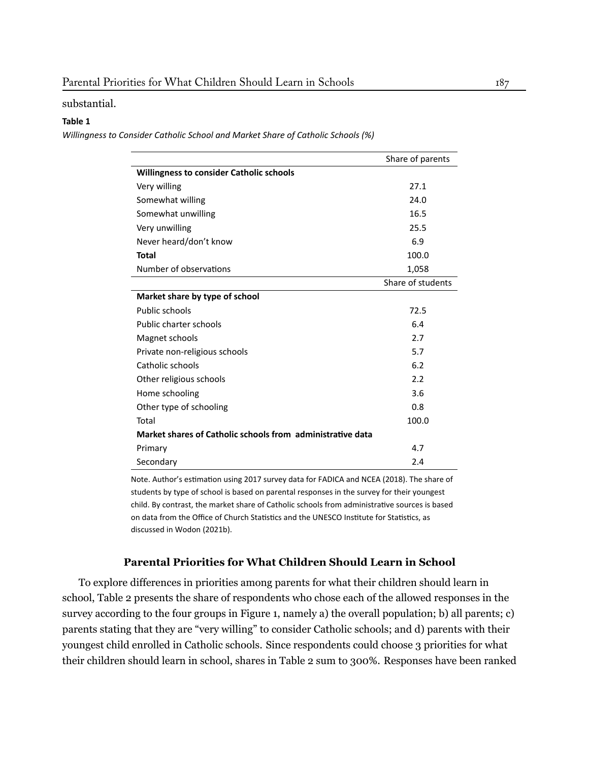substantial.

**Table 1**

*Willingness to Consider Catholic School and Market Share of Catholic Schools (%)*

| | Share of parents |
|---|---|
| **Willingness to consider Catholic schools** | |
| Very willing | 27.1 |
| Somewhat willing | 24.0 |
| Somewhat unwilling | 16.5 |
| Very unwilling | 25.5 |
| Never heard/don't know | 6.9 |
| **Total** | 100.0 |
| Number of observations | 1,058 |
| | Share of students |
| **Market share by type of school** | |
| Public schools | 72.5 |
| Public charter schools | 6.4 |
| Magnet schools | 2.7 |
| Private non-religious schools | 5.7 |
| Catholic schools | 6.2 |
| Other religious schools | 2.2 |
| Home schooling | 3.6 |
| Other type of schooling | 0.8 |
| Total | 100.0 |
| **Market shares of Catholic schools from administrative data** | |
| Primary | 4.7 |
| Secondary | 2.4 |

Note. Author's estimation using 2017 survey data for FADICA and NCEA (2018). The share of students by type of school is based on parental responses in the survey for their youngest child. By contrast, the market share of Catholic schools from administrative sources is based on data from the Office of Church Statistics and the UNESCO Institute for Statistics, as discussed in Wodon (2021b).

## Parental Priorities for What Children Should Learn in School

To explore differences in priorities among parents for what their children should learn in school, Table 2 presents the share of respondents who chose each of the allowed responses in the survey according to the four groups in Figure 1, namely a) the overall population; b) all parents; c) parents stating that they are "very willing" to consider Catholic schools; and d) parents with their youngest child enrolled in Catholic schools. Since respondents could choose 3 priorities for what their children should learn in school, shares in Table 2 sum to 300%. Responses have been ranked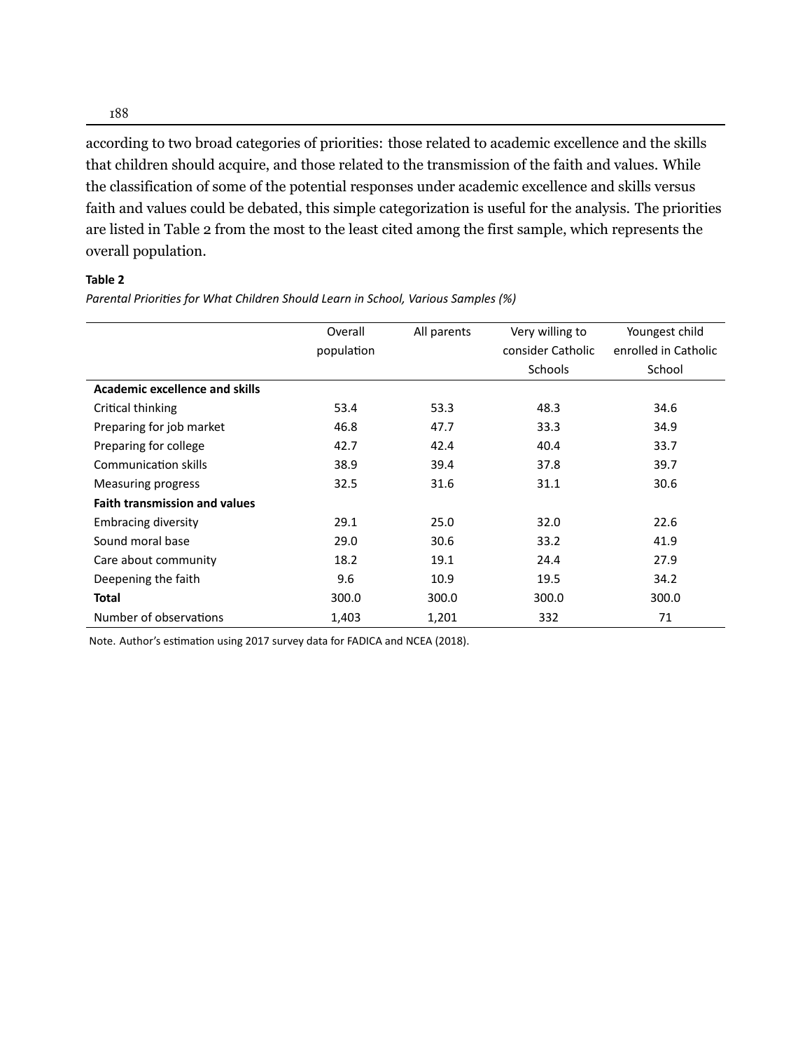according to two broad categories of priorities: those related to academic excellence and the skills that children should acquire, and those related to the transmission of the faith and values. While the classification of some of the potential responses under academic excellence and skills versus faith and values could be debated, this simple categorization is useful for the analysis. The priorities are listed in Table 2 from the most to the least cited among the first sample, which represents the overall population.

**Table 2**

*Parental Priorities for What Children Should Learn in School, Various Samples (%)*

| | Overall population | All parents | Very willing to consider Catholic Schools | Youngest child enrolled in Catholic School |
|---|---|---|---|---|
| **Academic excellence and skills** | | | | |
| Critical thinking | 53.4 | 53.3 | 48.3 | 34.6 |
| Preparing for job market | 46.8 | 47.7 | 33.3 | 34.9 |
| Preparing for college | 42.7 | 42.4 | 40.4 | 33.7 |
| Communication skills | 38.9 | 39.4 | 37.8 | 39.7 |
| Measuring progress | 32.5 | 31.6 | 31.1 | 30.6 |
| **Faith transmission and values** | | | | |
| Embracing diversity | 29.1 | 25.0 | 32.0 | 22.6 |
| Sound moral base | 29.0 | 30.6 | 33.2 | 41.9 |
| Care about community | 18.2 | 19.1 | 24.4 | 27.9 |
| Deepening the faith | 9.6 | 10.9 | 19.5 | 34.2 |
| **Total** | 300.0 | 300.0 | 300.0 | 300.0 |
| Number of observations | 1,403 | 1,201 | 332 | 71 |

Note. Author's estimation using 2017 survey data for FADICA and NCEA (2018).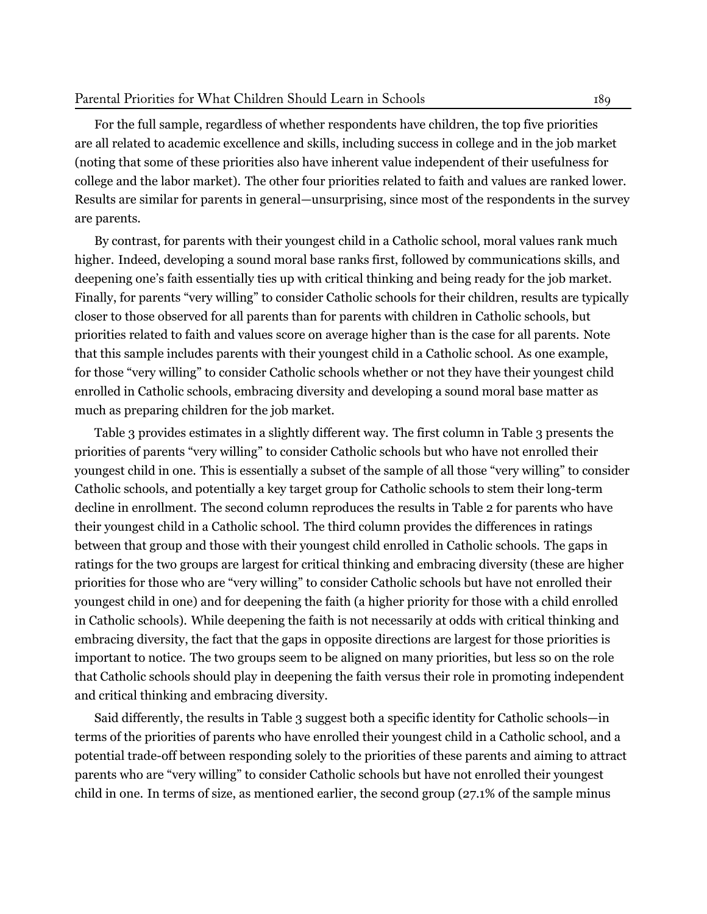For the full sample, regardless of whether respondents have children, the top five priorities are all related to academic excellence and skills, including success in college and in the job market (noting that some of these priorities also have inherent value independent of their usefulness for college and the labor market). The other four priorities related to faith and values are ranked lower. Results are similar for parents in general—unsurprising, since most of the respondents in the survey are parents.

By contrast, for parents with their youngest child in a Catholic school, moral values rank much higher. Indeed, developing a sound moral base ranks first, followed by communications skills, and deepening one's faith essentially ties up with critical thinking and being ready for the job market. Finally, for parents "very willing" to consider Catholic schools for their children, results are typically closer to those observed for all parents than for parents with children in Catholic schools, but priorities related to faith and values score on average higher than is the case for all parents. Note that this sample includes parents with their youngest child in a Catholic school. As one example, for those "very willing" to consider Catholic schools whether or not they have their youngest child enrolled in Catholic schools, embracing diversity and developing a sound moral base matter as much as preparing children for the job market.

Table 3 provides estimates in a slightly different way. The first column in Table 3 presents the priorities of parents "very willing" to consider Catholic schools but who have not enrolled their youngest child in one. This is essentially a subset of the sample of all those "very willing" to consider Catholic schools, and potentially a key target group for Catholic schools to stem their long-term decline in enrollment. The second column reproduces the results in Table 2 for parents who have their youngest child in a Catholic school. The third column provides the differences in ratings between that group and those with their youngest child enrolled in Catholic schools. The gaps in ratings for the two groups are largest for critical thinking and embracing diversity (these are higher priorities for those who are "very willing" to consider Catholic schools but have not enrolled their youngest child in one) and for deepening the faith (a higher priority for those with a child enrolled in Catholic schools). While deepening the faith is not necessarily at odds with critical thinking and embracing diversity, the fact that the gaps in opposite directions are largest for those priorities is important to notice. The two groups seem to be aligned on many priorities, but less so on the role that Catholic schools should play in deepening the faith versus their role in promoting independent and critical thinking and embracing diversity.

Said differently, the results in Table 3 suggest both a specific identity for Catholic schools—in terms of the priorities of parents who have enrolled their youngest child in a Catholic school, and a potential trade-off between responding solely to the priorities of these parents and aiming to attract parents who are "very willing" to consider Catholic schools but have not enrolled their youngest child in one. In terms of size, as mentioned earlier, the second group (27.1% of the sample minus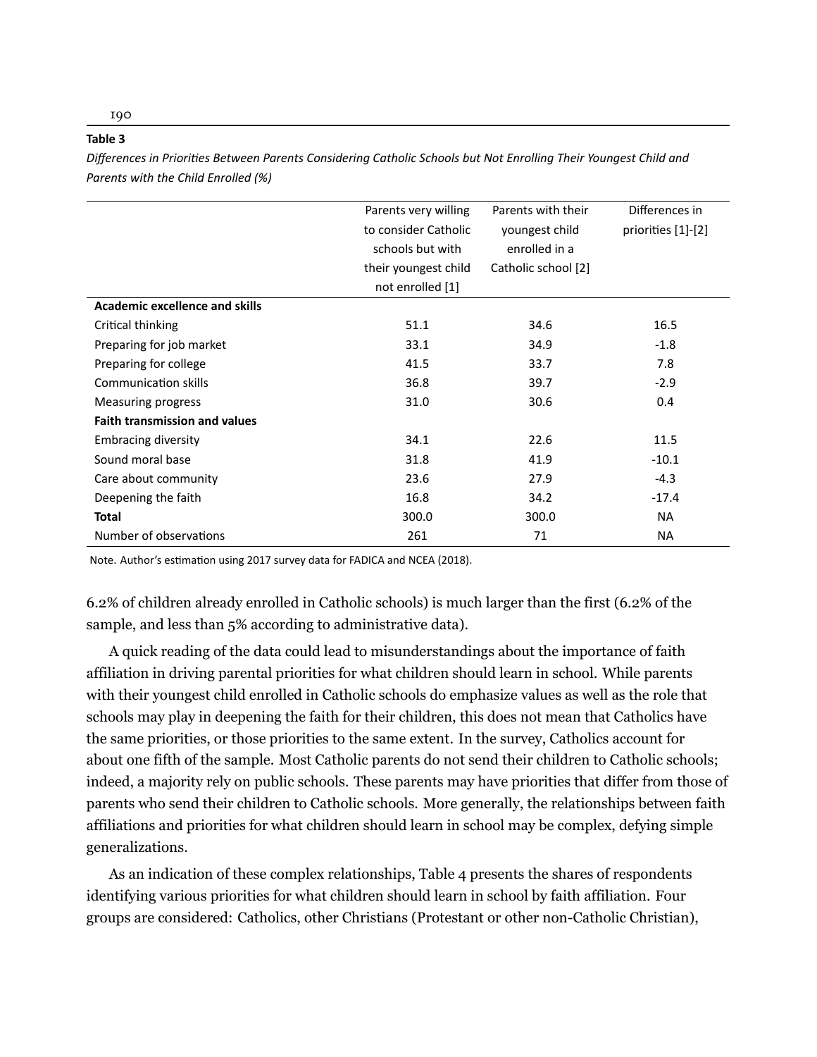**Table 3**

*Differences in Priorities Between Parents Considering Catholic Schools but Not Enrolling Their Youngest Child and Parents with the Child Enrolled (%)*

| | Parents very willing to consider Catholic schools but with their youngest child not enrolled [1] | Parents with their youngest child enrolled in a Catholic school [2] | Differences in priorities [1]-[2] |
|---|---|---|---|
| **Academic excellence and skills** | | | |
| Critical thinking | 51.1 | 34.6 | 16.5 |
| Preparing for job market | 33.1 | 34.9 | -1.8 |
| Preparing for college | 41.5 | 33.7 | 7.8 |
| Communication skills | 36.8 | 39.7 | -2.9 |
| Measuring progress | 31.0 | 30.6 | 0.4 |
| **Faith transmission and values** | | | |
| Embracing diversity | 34.1 | 22.6 | 11.5 |
| Sound moral base | 31.8 | 41.9 | -10.1 |
| Care about community | 23.6 | 27.9 | -4.3 |
| Deepening the faith | 16.8 | 34.2 | -17.4 |
| **Total** | 300.0 | 300.0 | NA |
| Number of observations | 261 | 71 | NA |

Note. Author's estimation using 2017 survey data for FADICA and NCEA (2018).

6.2% of children already enrolled in Catholic schools) is much larger than the first (6.2% of the sample, and less than 5% according to administrative data).

A quick reading of the data could lead to misunderstandings about the importance of faith affiliation in driving parental priorities for what children should learn in school. While parents with their youngest child enrolled in Catholic schools do emphasize values as well as the role that schools may play in deepening the faith for their children, this does not mean that Catholics have the same priorities, or those priorities to the same extent. In the survey, Catholics account for about one fifth of the sample. Most Catholic parents do not send their children to Catholic schools; indeed, a majority rely on public schools. These parents may have priorities that differ from those of parents who send their children to Catholic schools. More generally, the relationships between faith affiliations and priorities for what children should learn in school may be complex, defying simple generalizations.

As an indication of these complex relationships, Table 4 presents the shares of respondents identifying various priorities for what children should learn in school by faith affiliation. Four groups are considered: Catholics, other Christians (Protestant or other non-Catholic Christian),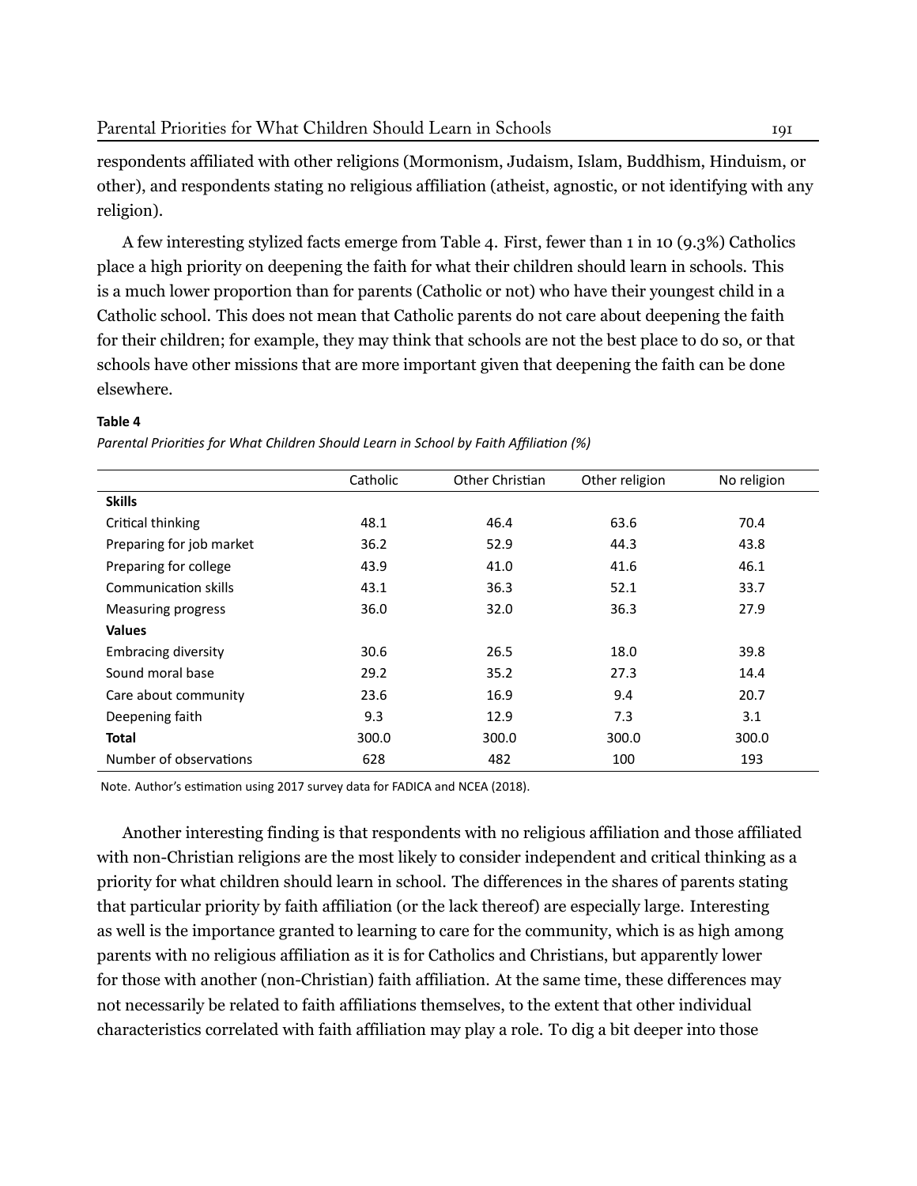respondents affiliated with other religions (Mormonism, Judaism, Islam, Buddhism, Hinduism, or other), and respondents stating no religious affiliation (atheist, agnostic, or not identifying with any religion).

A few interesting stylized facts emerge from Table 4. First, fewer than 1 in 10 (9.3%) Catholics place a high priority on deepening the faith for what their children should learn in schools. This is a much lower proportion than for parents (Catholic or not) who have their youngest child in a Catholic school. This does not mean that Catholic parents do not care about deepening the faith for their children; for example, they may think that schools are not the best place to do so, or that schools have other missions that are more important given that deepening the faith can be done elsewhere.

**Table 4**

*Parental Priorities for What Children Should Learn in School by Faith Affiliation (%)*

| | Catholic | Other Christian | Other religion | No religion |
|---|---|---|---|---|
| **Skills** | | | | |
| Critical thinking | 48.1 | 46.4 | 63.6 | 70.4 |
| Preparing for job market | 36.2 | 52.9 | 44.3 | 43.8 |
| Preparing for college | 43.9 | 41.0 | 41.6 | 46.1 |
| Communication skills | 43.1 | 36.3 | 52.1 | 33.7 |
| Measuring progress | 36.0 | 32.0 | 36.3 | 27.9 |
| **Values** | | | | |
| Embracing diversity | 30.6 | 26.5 | 18.0 | 39.8 |
| Sound moral base | 29.2 | 35.2 | 27.3 | 14.4 |
| Care about community | 23.6 | 16.9 | 9.4 | 20.7 |
| Deepening faith | 9.3 | 12.9 | 7.3 | 3.1 |
| **Total** | 300.0 | 300.0 | 300.0 | 300.0 |
| Number of observations | 628 | 482 | 100 | 193 |

Note. Author's estimation using 2017 survey data for FADICA and NCEA (2018).

Another interesting finding is that respondents with no religious affiliation and those affiliated with non-Christian religions are the most likely to consider independent and critical thinking as a priority for what children should learn in school. The differences in the shares of parents stating that particular priority by faith affiliation (or the lack thereof) are especially large. Interesting as well is the importance granted to learning to care for the community, which is as high among parents with no religious affiliation as it is for Catholics and Christians, but apparently lower for those with another (non-Christian) faith affiliation. At the same time, these differences may not necessarily be related to faith affiliations themselves, to the extent that other individual characteristics correlated with faith affiliation may play a role. To dig a bit deeper into those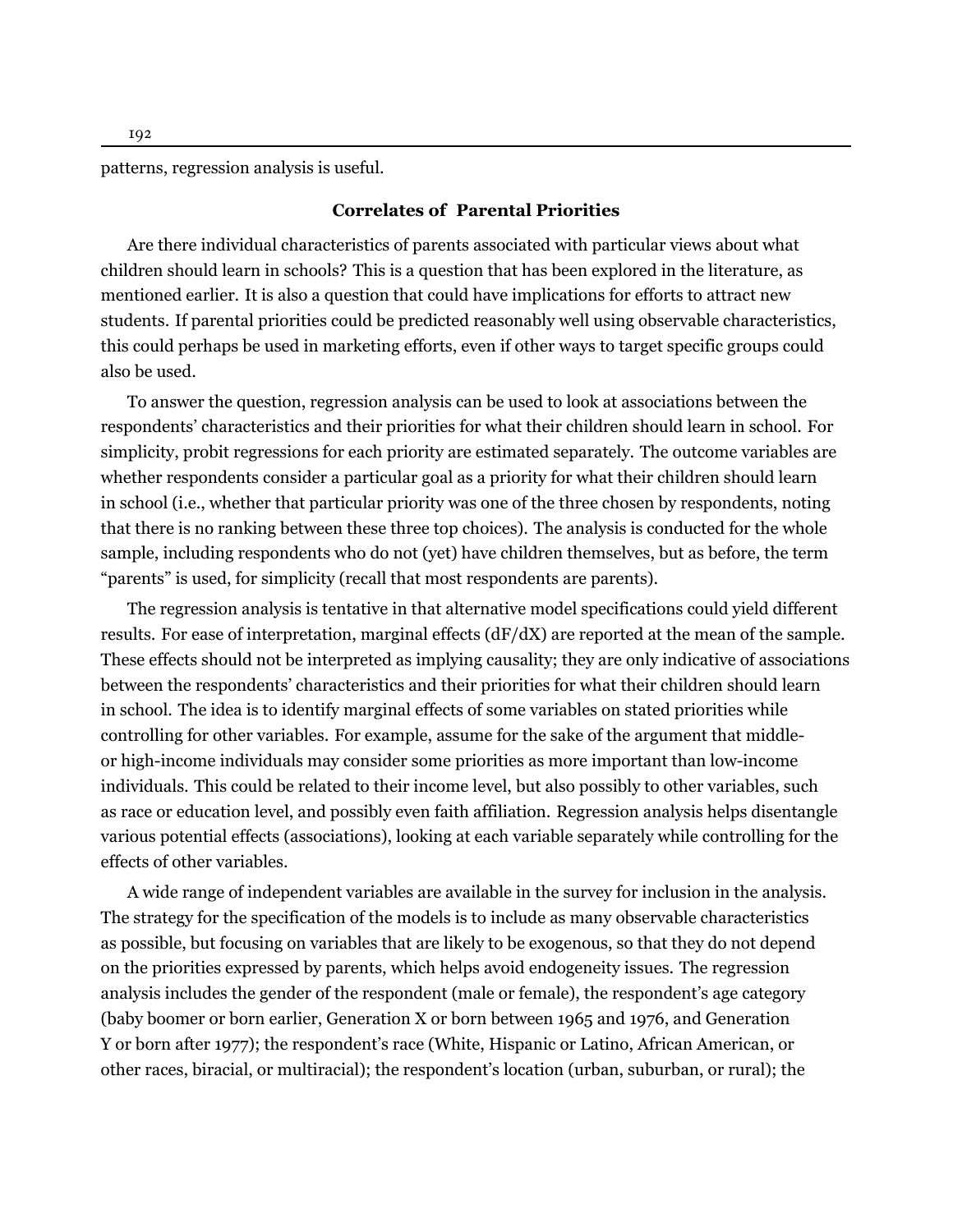patterns, regression analysis is useful.

## Correlates of Parental Priorities

Are there individual characteristics of parents associated with particular views about what children should learn in schools? This is a question that has been explored in the literature, as mentioned earlier. It is also a question that could have implications for efforts to attract new students. If parental priorities could be predicted reasonably well using observable characteristics, this could perhaps be used in marketing efforts, even if other ways to target specific groups could also be used.

To answer the question, regression analysis can be used to look at associations between the respondents' characteristics and their priorities for what their children should learn in school. For simplicity, probit regressions for each priority are estimated separately. The outcome variables are whether respondents consider a particular goal as a priority for what their children should learn in school (i.e., whether that particular priority was one of the three chosen by respondents, noting that there is no ranking between these three top choices). The analysis is conducted for the whole sample, including respondents who do not (yet) have children themselves, but as before, the term "parents" is used, for simplicity (recall that most respondents are parents).

The regression analysis is tentative in that alternative model specifications could yield different results. For ease of interpretation, marginal effects (dF/dX) are reported at the mean of the sample. These effects should not be interpreted as implying causality; they are only indicative of associations between the respondents' characteristics and their priorities for what their children should learn in school. The idea is to identify marginal effects of some variables on stated priorities while controlling for other variables. For example, assume for the sake of the argument that middle- or high-income individuals may consider some priorities as more important than low-income individuals. This could be related to their income level, but also possibly to other variables, such as race or education level, and possibly even faith affiliation. Regression analysis helps disentangle various potential effects (associations), looking at each variable separately while controlling for the effects of other variables.

A wide range of independent variables are available in the survey for inclusion in the analysis. The strategy for the specification of the models is to include as many observable characteristics as possible, but focusing on variables that are likely to be exogenous, so that they do not depend on the priorities expressed by parents, which helps avoid endogeneity issues. The regression analysis includes the gender of the respondent (male or female), the respondent's age category (baby boomer or born earlier, Generation X or born between 1965 and 1976, and Generation Y or born after 1977); the respondent's race (White, Hispanic or Latino, African American, or other races, biracial, or multiracial); the respondent's location (urban, suburban, or rural); the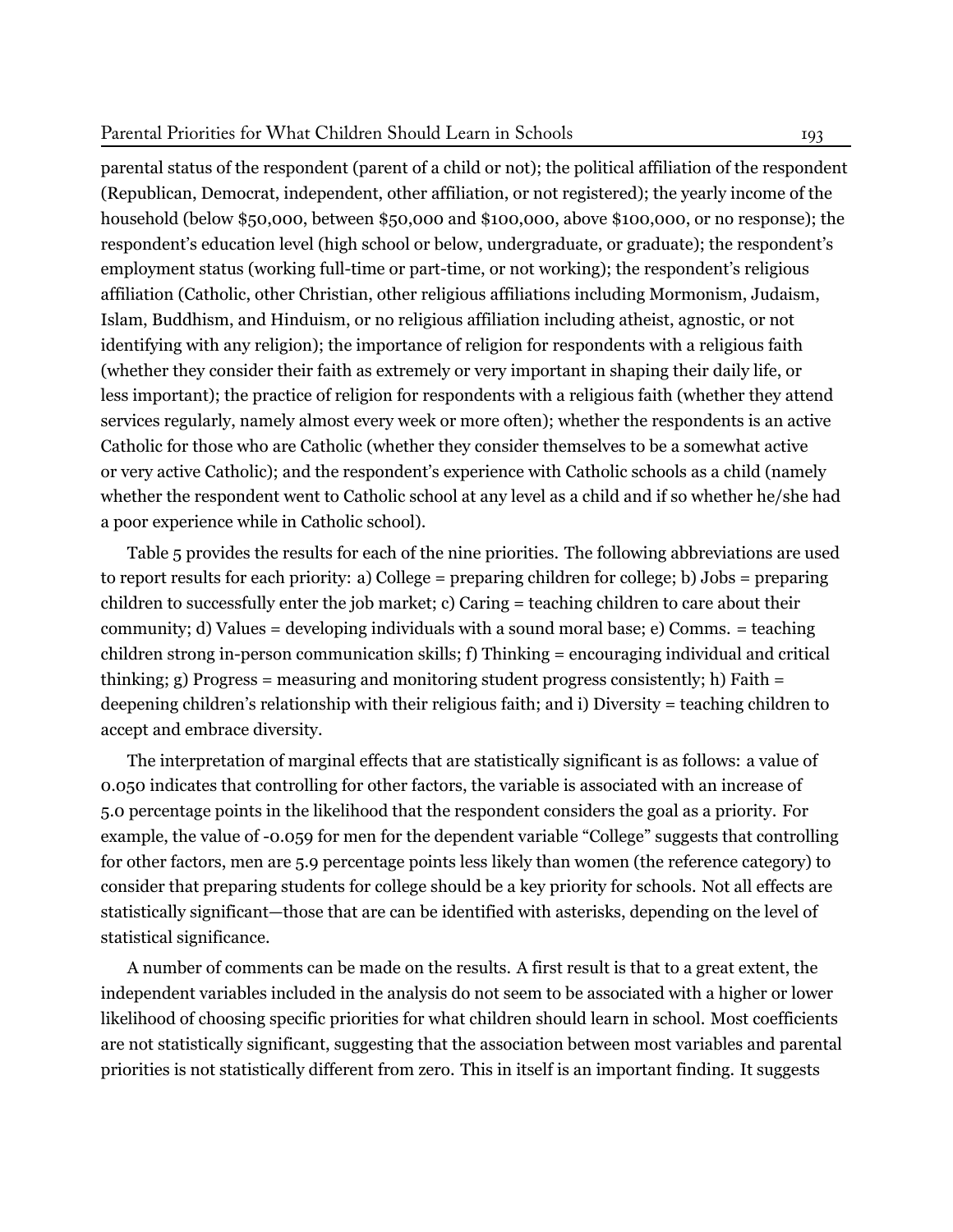parental status of the respondent (parent of a child or not); the political affiliation of the respondent (Republican, Democrat, independent, other affiliation, or not registered); the yearly income of the household (below $50,000, between $50,000 and $100,000, above $100,000, or no response); the respondent's education level (high school or below, undergraduate, or graduate); the respondent's employment status (working full-time or part-time, or not working); the respondent's religious affiliation (Catholic, other Christian, other religious affiliations including Mormonism, Judaism, Islam, Buddhism, and Hinduism, or no religious affiliation including atheist, agnostic, or not identifying with any religion); the importance of religion for respondents with a religious faith (whether they consider their faith as extremely or very important in shaping their daily life, or less important); the practice of religion for respondents with a religious faith (whether they attend services regularly, namely almost every week or more often); whether the respondents is an active Catholic for those who are Catholic (whether they consider themselves to be a somewhat active or very active Catholic); and the respondent's experience with Catholic schools as a child (namely whether the respondent went to Catholic school at any level as a child and if so whether he/she had a poor experience while in Catholic school).

Table 5 provides the results for each of the nine priorities. The following abbreviations are used to report results for each priority: a) College = preparing children for college; b) Jobs = preparing children to successfully enter the job market; c) Caring = teaching children to care about their community; d) Values = developing individuals with a sound moral base; e) Comms. = teaching children strong in-person communication skills; f) Thinking = encouraging individual and critical thinking; g) Progress = measuring and monitoring student progress consistently; h) Faith = deepening children's relationship with their religious faith; and i) Diversity = teaching children to accept and embrace diversity.

The interpretation of marginal effects that are statistically significant is as follows: a value of 0.050 indicates that controlling for other factors, the variable is associated with an increase of 5.0 percentage points in the likelihood that the respondent considers the goal as a priority. For example, the value of -0.059 for men for the dependent variable "College" suggests that controlling for other factors, men are 5.9 percentage points less likely than women (the reference category) to consider that preparing students for college should be a key priority for schools. Not all effects are statistically significant—those that are can be identified with asterisks, depending on the level of statistical significance.

A number of comments can be made on the results. A first result is that to a great extent, the independent variables included in the analysis do not seem to be associated with a higher or lower likelihood of choosing specific priorities for what children should learn in school. Most coefficients are not statistically significant, suggesting that the association between most variables and parental priorities is not statistically different from zero. This in itself is an important finding. It suggests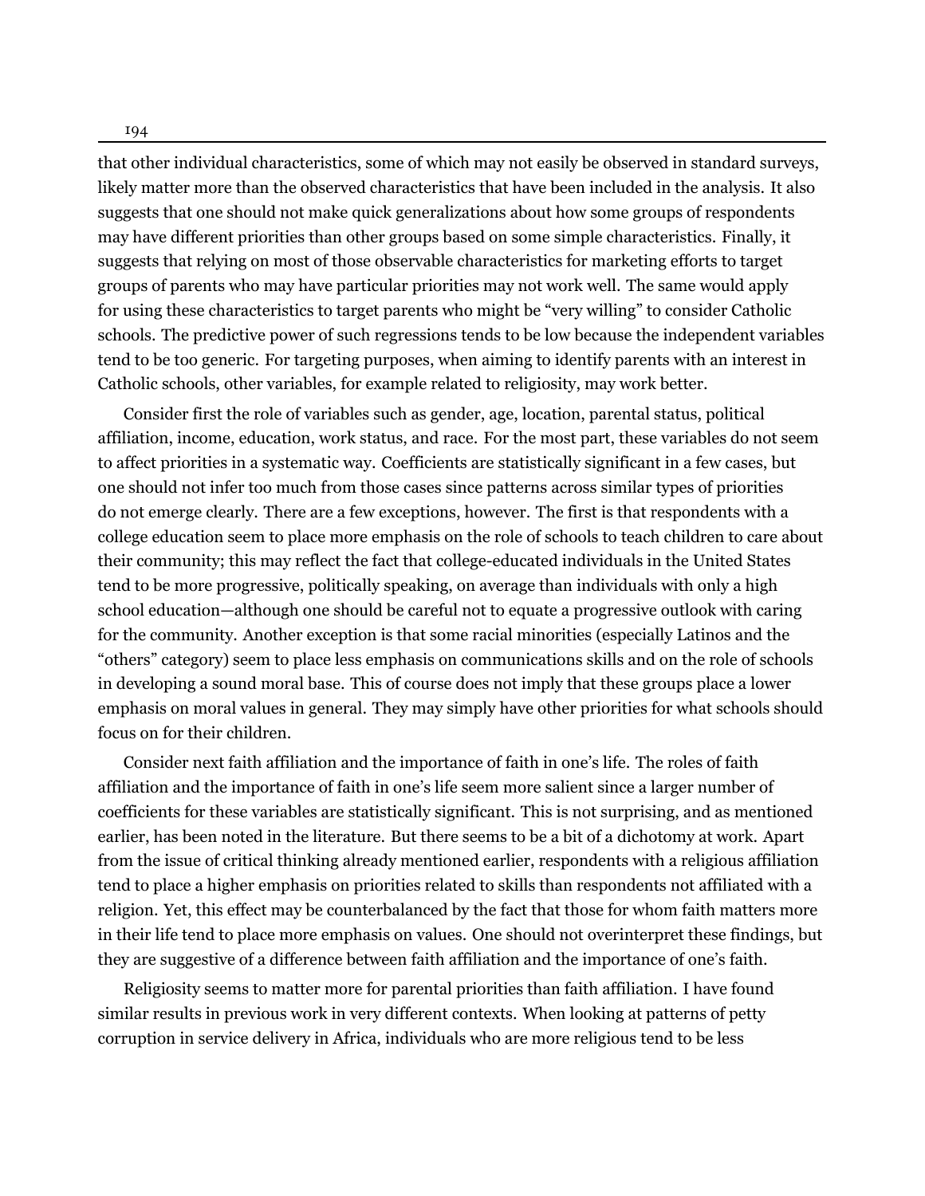that other individual characteristics, some of which may not easily be observed in standard surveys, likely matter more than the observed characteristics that have been included in the analysis. It also suggests that one should not make quick generalizations about how some groups of respondents may have different priorities than other groups based on some simple characteristics. Finally, it suggests that relying on most of those observable characteristics for marketing efforts to target groups of parents who may have particular priorities may not work well. The same would apply for using these characteristics to target parents who might be "very willing" to consider Catholic schools. The predictive power of such regressions tends to be low because the independent variables tend to be too generic. For targeting purposes, when aiming to identify parents with an interest in Catholic schools, other variables, for example related to religiosity, may work better.

Consider first the role of variables such as gender, age, location, parental status, political affiliation, income, education, work status, and race. For the most part, these variables do not seem to affect priorities in a systematic way. Coefficients are statistically significant in a few cases, but one should not infer too much from those cases since patterns across similar types of priorities do not emerge clearly. There are a few exceptions, however. The first is that respondents with a college education seem to place more emphasis on the role of schools to teach children to care about their community; this may reflect the fact that college-educated individuals in the United States tend to be more progressive, politically speaking, on average than individuals with only a high school education—although one should be careful not to equate a progressive outlook with caring for the community. Another exception is that some racial minorities (especially Latinos and the "others" category) seem to place less emphasis on communications skills and on the role of schools in developing a sound moral base. This of course does not imply that these groups place a lower emphasis on moral values in general. They may simply have other priorities for what schools should focus on for their children.

Consider next faith affiliation and the importance of faith in one's life. The roles of faith affiliation and the importance of faith in one's life seem more salient since a larger number of coefficients for these variables are statistically significant. This is not surprising, and as mentioned earlier, has been noted in the literature. But there seems to be a bit of a dichotomy at work. Apart from the issue of critical thinking already mentioned earlier, respondents with a religious affiliation tend to place a higher emphasis on priorities related to skills than respondents not affiliated with a religion. Yet, this effect may be counterbalanced by the fact that those for whom faith matters more in their life tend to place more emphasis on values. One should not overinterpret these findings, but they are suggestive of a difference between faith affiliation and the importance of one's faith.

Religiosity seems to matter more for parental priorities than faith affiliation. I have found similar results in previous work in very different contexts. When looking at patterns of petty corruption in service delivery in Africa, individuals who are more religious tend to be less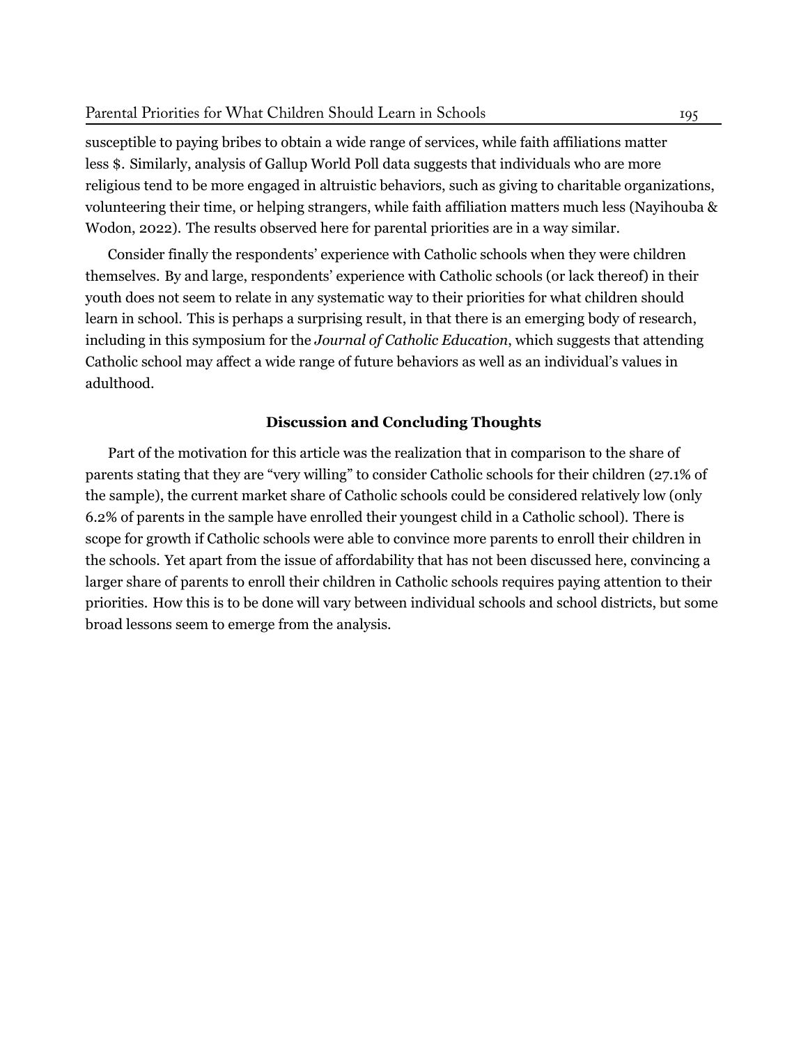susceptible to paying bribes to obtain a wide range of services, while faith affiliations matter less $. Similarly, analysis of Gallup World Poll data suggests that individuals who are more religious tend to be more engaged in altruistic behaviors, such as giving to charitable organizations, volunteering their time, or helping strangers, while faith affiliation matters much less (Nayihouba & Wodon, 2022). The results observed here for parental priorities are in a way similar.

Consider finally the respondents' experience with Catholic schools when they were children themselves. By and large, respondents' experience with Catholic schools (or lack thereof) in their youth does not seem to relate in any systematic way to their priorities for what children should learn in school. This is perhaps a surprising result, in that there is an emerging body of research, including in this symposium for the *Journal of Catholic Education*, which suggests that attending Catholic school may affect a wide range of future behaviors as well as an individual's values in adulthood.

## Discussion and Concluding Thoughts

Part of the motivation for this article was the realization that in comparison to the share of parents stating that they are "very willing" to consider Catholic schools for their children (27.1% of the sample), the current market share of Catholic schools could be considered relatively low (only 6.2% of parents in the sample have enrolled their youngest child in a Catholic school). There is scope for growth if Catholic schools were able to convince more parents to enroll their children in the schools. Yet apart from the issue of affordability that has not been discussed here, convincing a larger share of parents to enroll their children in Catholic schools requires paying attention to their priorities. How this is to be done will vary between individual schools and school districts, but some broad lessons seem to emerge from the analysis.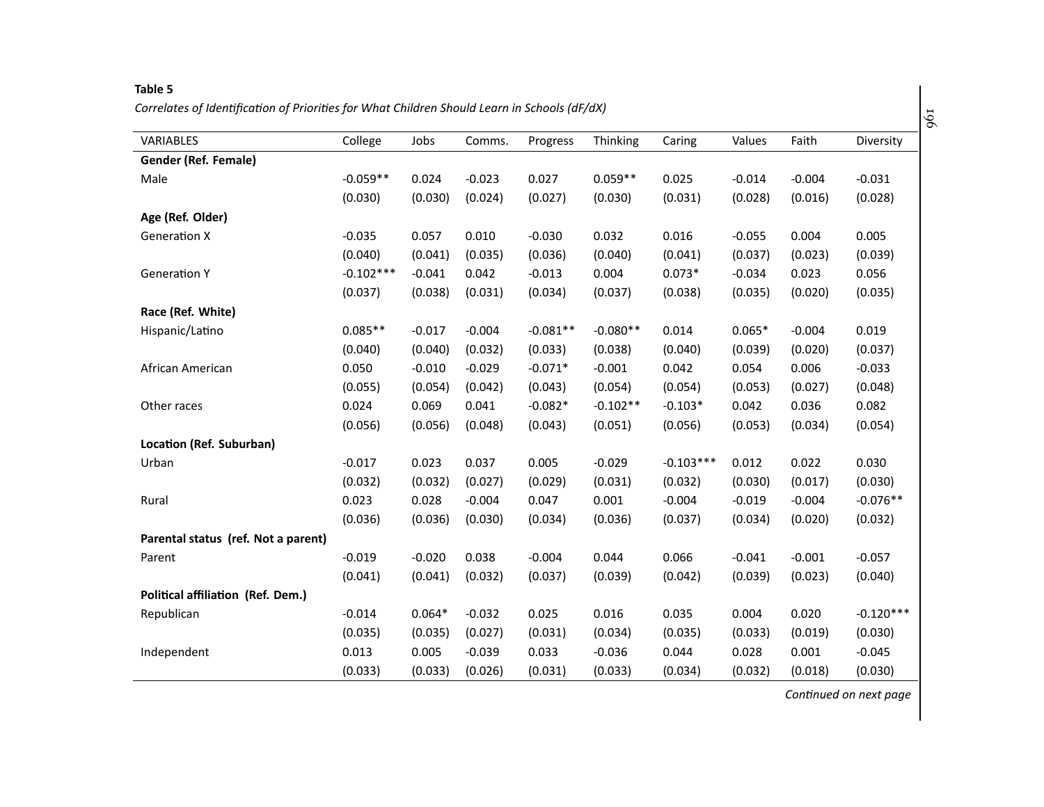**Table 5**

*Correlates of Identification of Priorities for What Children Should Learn in Schools (dF/dX)*

| VARIABLES | College | Jobs | Comms. | Progress | Thinking | Caring | Values | Faith | Diversity |
|---|---|---|---|---|---|---|---|---|---|
| **Gender (Ref. Female)** | | | | | | | | | |
| Male | -0.059** | 0.024 | -0.023 | 0.027 | 0.059** | 0.025 | -0.014 | -0.004 | -0.031 |
| | (0.030) | (0.030) | (0.024) | (0.027) | (0.030) | (0.031) | (0.028) | (0.016) | (0.028) |
| **Age (Ref. Older)** | | | | | | | | | |
| Generation X | -0.035 | 0.057 | 0.010 | -0.030 | 0.032 | 0.016 | -0.055 | 0.004 | 0.005 |
| | (0.040) | (0.041) | (0.035) | (0.036) | (0.040) | (0.041) | (0.037) | (0.023) | (0.039) |
| Generation Y | -0.102*** | -0.041 | 0.042 | -0.013 | 0.004 | 0.073* | -0.034 | 0.023 | 0.056 |
| | (0.037) | (0.038) | (0.031) | (0.034) | (0.037) | (0.038) | (0.035) | (0.020) | (0.035) |
| **Race (Ref. White)** | | | | | | | | | |
| Hispanic/Latino | 0.085** | -0.017 | -0.004 | -0.081** | -0.080** | 0.014 | 0.065* | -0.004 | 0.019 |
| | (0.040) | (0.040) | (0.032) | (0.033) | (0.038) | (0.040) | (0.039) | (0.020) | (0.037) |
| African American | 0.050 | -0.010 | -0.029 | -0.071* | -0.001 | 0.042 | 0.054 | 0.006 | -0.033 |
| | (0.055) | (0.054) | (0.042) | (0.043) | (0.054) | (0.054) | (0.053) | (0.027) | (0.048) |
| Other races | 0.024 | 0.069 | 0.041 | -0.082* | -0.102** | -0.103* | 0.042 | 0.036 | 0.082 |
| | (0.056) | (0.056) | (0.048) | (0.043) | (0.051) | (0.056) | (0.053) | (0.034) | (0.054) |
| **Location (Ref. Suburban)** | | | | | | | | | |
| Urban | -0.017 | 0.023 | 0.037 | 0.005 | -0.029 | -0.103*** | 0.012 | 0.022 | 0.030 |
| | (0.032) | (0.032) | (0.027) | (0.029) | (0.031) | (0.032) | (0.030) | (0.017) | (0.030) |
| Rural | 0.023 | 0.028 | -0.004 | 0.047 | 0.001 | -0.004 | -0.019 | -0.004 | -0.076** |
| | (0.036) | (0.036) | (0.030) | (0.034) | (0.036) | (0.037) | (0.034) | (0.020) | (0.032) |
| **Parental status (ref. Not a parent)** | | | | | | | | | |
| Parent | -0.019 | -0.020 | 0.038 | -0.004 | 0.044 | 0.066 | -0.041 | -0.001 | -0.057 |
| | (0.041) | (0.041) | (0.032) | (0.037) | (0.039) | (0.042) | (0.039) | (0.023) | (0.040) |
| **Political affiliation (Ref. Dem.)** | | | | | | | | | |
| Republican | -0.014 | 0.064* | -0.032 | 0.025 | 0.016 | 0.035 | 0.004 | 0.020 | -0.120*** |
| | (0.035) | (0.035) | (0.027) | (0.031) | (0.034) | (0.035) | (0.033) | (0.019) | (0.030) |
| Independent | 0.013 | 0.005 | -0.039 | 0.033 | -0.036 | 0.044 | 0.028 | 0.001 | -0.045 |
| | (0.033) | (0.033) | (0.026) | (0.031) | (0.033) | (0.034) | (0.032) | (0.018) | (0.030) |

*Continued on next page*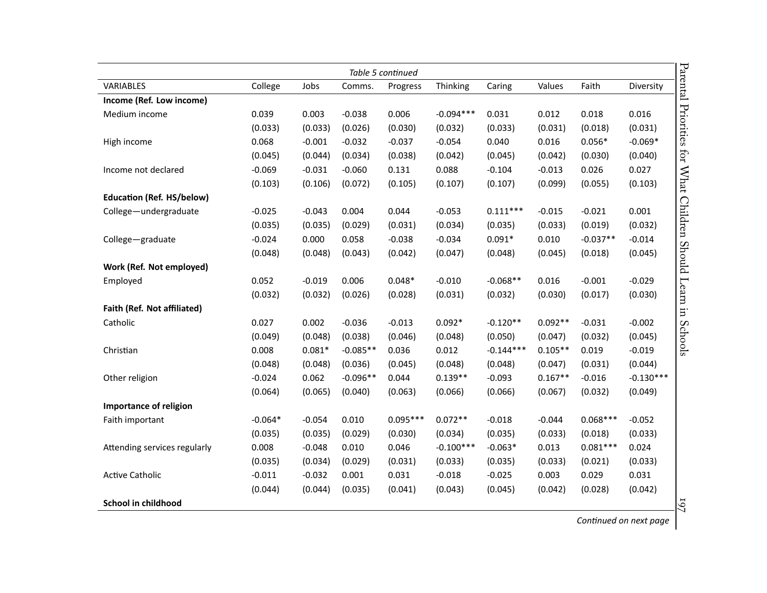Table 5 continued

| VARIABLES | College | Jobs | Comms. | Progress | Thinking | Caring | Values | Faith | Diversity |
|---|---|---|---|---|---|---|---|---|---|
| **Income (Ref. Low income)** | | | | | | | | | |
| Medium income | 0.039 | 0.003 | -0.038 | 0.006 | -0.094*** | 0.031 | 0.012 | 0.018 | 0.016 |
| | (0.033) | (0.033) | (0.026) | (0.030) | (0.032) | (0.033) | (0.031) | (0.018) | (0.031) |
| High income | 0.068 | -0.001 | -0.032 | -0.037 | -0.054 | 0.040 | 0.016 | 0.056* | -0.069* |
| | (0.045) | (0.044) | (0.034) | (0.038) | (0.042) | (0.045) | (0.042) | (0.030) | (0.040) |
| Income not declared | -0.069 | -0.031 | -0.060 | 0.131 | 0.088 | -0.104 | -0.013 | 0.026 | 0.027 |
| | (0.103) | (0.106) | (0.072) | (0.105) | (0.107) | (0.107) | (0.099) | (0.055) | (0.103) |
| **Education (Ref. HS/below)** | | | | | | | | | |
| College—undergraduate | -0.025 | -0.043 | 0.004 | 0.044 | -0.053 | 0.111*** | -0.015 | -0.021 | 0.001 |
| | (0.035) | (0.035) | (0.029) | (0.031) | (0.034) | (0.035) | (0.033) | (0.019) | (0.032) |
| College—graduate | -0.024 | 0.000 | 0.058 | -0.038 | -0.034 | 0.091* | 0.010 | -0.037** | -0.014 |
| | (0.048) | (0.048) | (0.043) | (0.042) | (0.047) | (0.048) | (0.045) | (0.018) | (0.045) |
| **Work (Ref. Not employed)** | | | | | | | | | |
| Employed | 0.052 | -0.019 | 0.006 | 0.048* | -0.010 | -0.068** | 0.016 | -0.001 | -0.029 |
| | (0.032) | (0.032) | (0.026) | (0.028) | (0.031) | (0.032) | (0.030) | (0.017) | (0.030) |
| **Faith (Ref. Not affiliated)** | | | | | | | | | |
| Catholic | 0.027 | 0.002 | -0.036 | -0.013 | 0.092* | -0.120** | 0.092** | -0.031 | -0.002 |
| | (0.049) | (0.048) | (0.038) | (0.046) | (0.048) | (0.050) | (0.047) | (0.032) | (0.045) |
| Christian | 0.008 | 0.081* | -0.085** | 0.036 | 0.012 | -0.144*** | 0.105** | 0.019 | -0.019 |
| | (0.048) | (0.048) | (0.036) | (0.045) | (0.048) | (0.048) | (0.047) | (0.031) | (0.044) |
| Other religion | -0.024 | 0.062 | -0.096** | 0.044 | 0.139** | -0.093 | 0.167** | -0.016 | -0.130*** |
| | (0.064) | (0.065) | (0.040) | (0.063) | (0.066) | (0.066) | (0.067) | (0.032) | (0.049) |
| **Importance of religion** | | | | | | | | | |
| Faith important | -0.064* | -0.054 | 0.010 | 0.095*** | 0.072** | -0.018 | -0.044 | 0.068*** | -0.052 |
| | (0.035) | (0.035) | (0.029) | (0.030) | (0.034) | (0.035) | (0.033) | (0.018) | (0.033) |
| Attending services regularly | 0.008 | -0.048 | 0.010 | 0.046 | -0.100*** | -0.063* | 0.013 | 0.081*** | 0.024 |
| | (0.035) | (0.034) | (0.029) | (0.031) | (0.033) | (0.035) | (0.033) | (0.021) | (0.033) |
| Active Catholic | -0.011 | -0.032 | 0.001 | 0.031 | -0.018 | -0.025 | 0.003 | 0.029 | 0.031 |
| | (0.044) | (0.044) | (0.035) | (0.041) | (0.043) | (0.045) | (0.042) | (0.028) | (0.042) |
| **School in childhood** | | | | | | | | | |

*Continued on next page*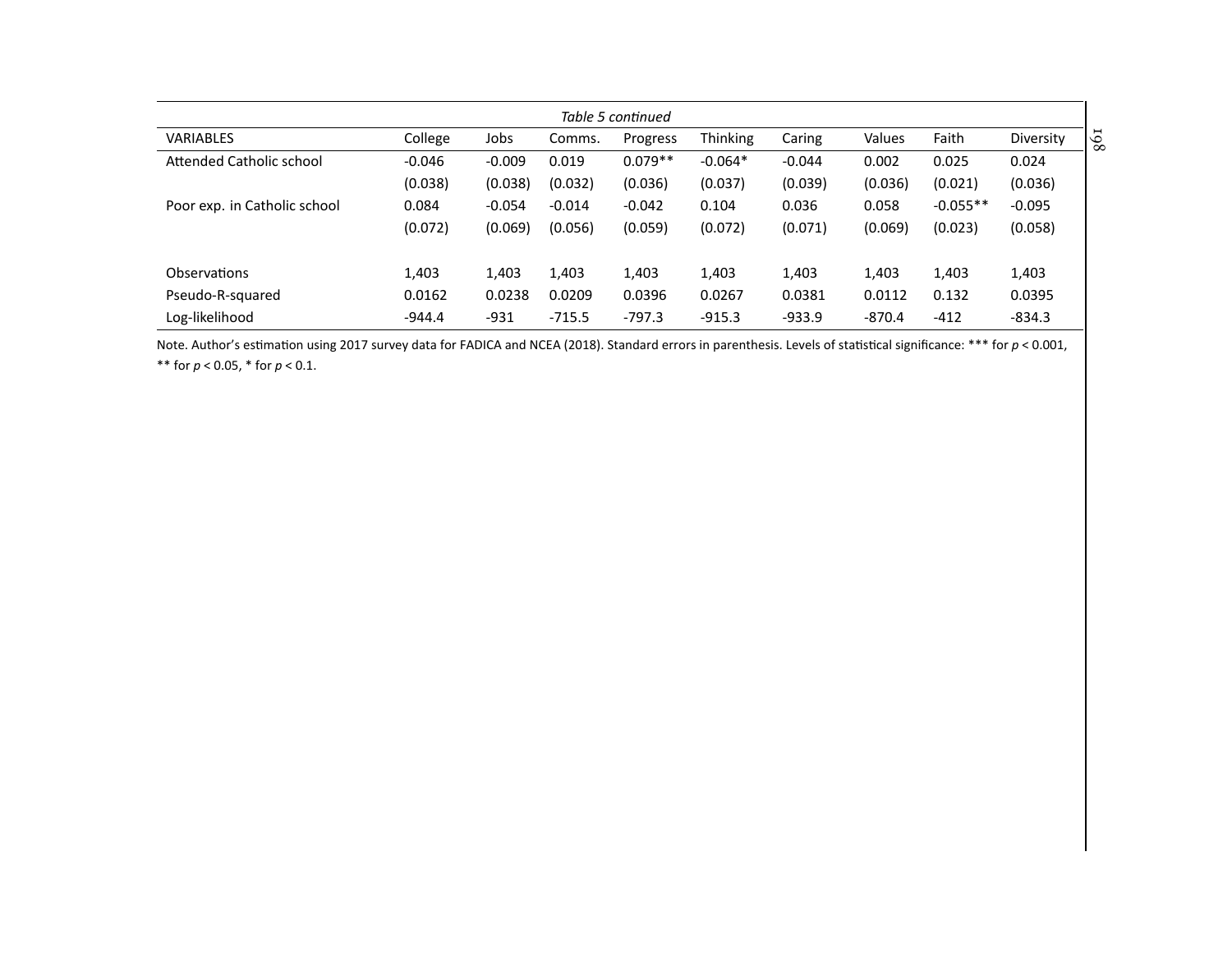*Table 5 continued*

| VARIABLES | College | Jobs | Comms. | Progress | Thinking | Caring | Values | Faith | Diversity |
|---|---|---|---|---|---|---|---|---|---|
| Attended Catholic school | -0.046 | -0.009 | 0.019 | 0.079** | -0.064* | -0.044 | 0.002 | 0.025 | 0.024 |
| | (0.038) | (0.038) | (0.032) | (0.036) | (0.037) | (0.039) | (0.036) | (0.021) | (0.036) |
| Poor exp. in Catholic school | 0.084 | -0.054 | -0.014 | -0.042 | 0.104 | 0.036 | 0.058 | -0.055** | -0.095 |
| | (0.072) | (0.069) | (0.056) | (0.059) | (0.072) | (0.071) | (0.069) | (0.023) | (0.058) |
| | | | | | | | | | |
| Observations | 1,403 | 1,403 | 1,403 | 1,403 | 1,403 | 1,403 | 1,403 | 1,403 | 1,403 |
| Pseudo-R-squared | 0.0162 | 0.0238 | 0.0209 | 0.0396 | 0.0267 | 0.0381 | 0.0112 | 0.132 | 0.0395 |
| Log-likelihood | -944.4 | -931 | -715.5 | -797.3 | -915.3 | -933.9 | -870.4 | -412 | -834.3 |

Note. Author's estimation using 2017 survey data for FADICA and NCEA (2018). Standard errors in parenthesis. Levels of statistical significance: *** for $p < 0.001$, ** for $p < 0.05$, * for $p < 0.1$.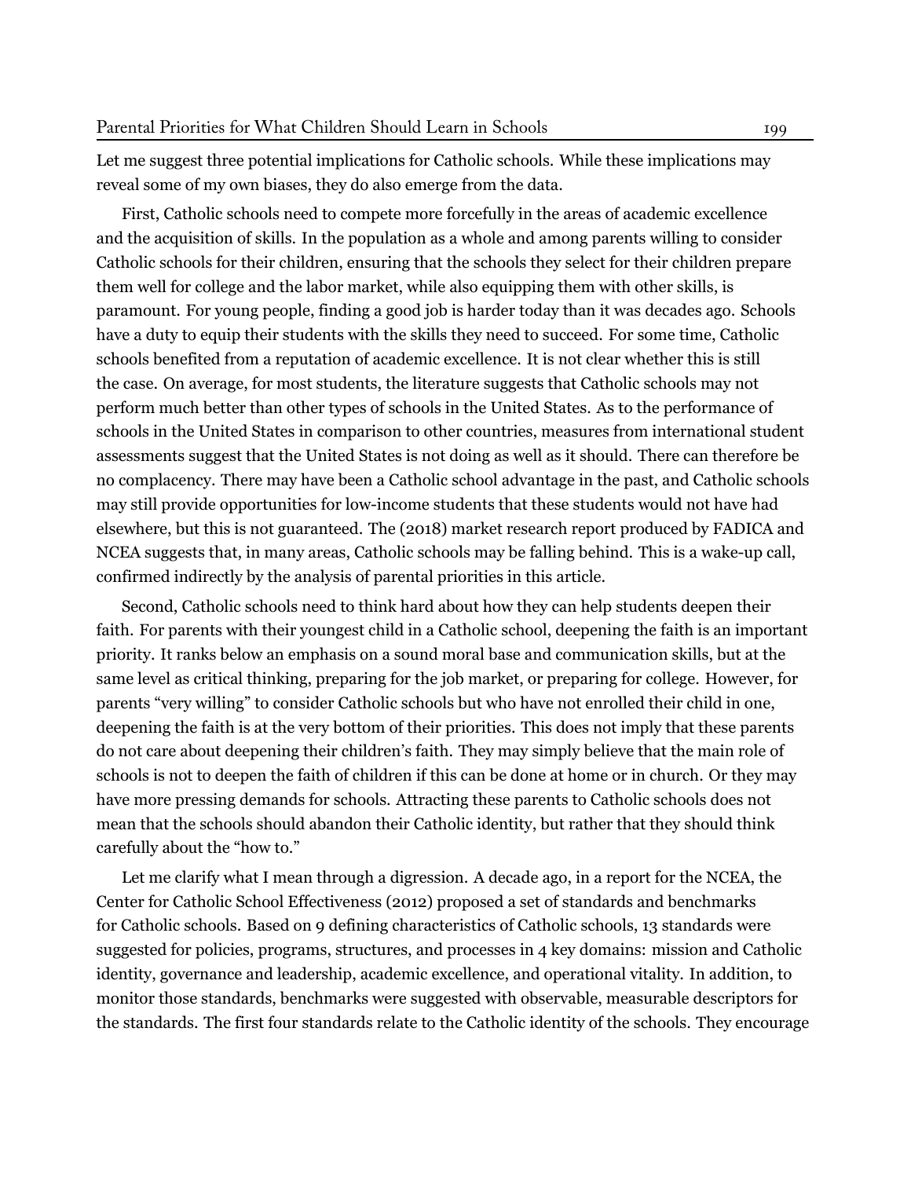Let me suggest three potential implications for Catholic schools. While these implications may reveal some of my own biases, they do also emerge from the data.

First, Catholic schools need to compete more forcefully in the areas of academic excellence and the acquisition of skills. In the population as a whole and among parents willing to consider Catholic schools for their children, ensuring that the schools they select for their children prepare them well for college and the labor market, while also equipping them with other skills, is paramount. For young people, finding a good job is harder today than it was decades ago. Schools have a duty to equip their students with the skills they need to succeed. For some time, Catholic schools benefited from a reputation of academic excellence. It is not clear whether this is still the case. On average, for most students, the literature suggests that Catholic schools may not perform much better than other types of schools in the United States. As to the performance of schools in the United States in comparison to other countries, measures from international student assessments suggest that the United States is not doing as well as it should. There can therefore be no complacency. There may have been a Catholic school advantage in the past, and Catholic schools may still provide opportunities for low-income students that these students would not have had elsewhere, but this is not guaranteed. The (2018) market research report produced by FADICA and NCEA suggests that, in many areas, Catholic schools may be falling behind. This is a wake-up call, confirmed indirectly by the analysis of parental priorities in this article.

Second, Catholic schools need to think hard about how they can help students deepen their faith. For parents with their youngest child in a Catholic school, deepening the faith is an important priority. It ranks below an emphasis on a sound moral base and communication skills, but at the same level as critical thinking, preparing for the job market, or preparing for college. However, for parents "very willing" to consider Catholic schools but who have not enrolled their child in one, deepening the faith is at the very bottom of their priorities. This does not imply that these parents do not care about deepening their children's faith. They may simply believe that the main role of schools is not to deepen the faith of children if this can be done at home or in church. Or they may have more pressing demands for schools. Attracting these parents to Catholic schools does not mean that the schools should abandon their Catholic identity, but rather that they should think carefully about the "how to."

Let me clarify what I mean through a digression. A decade ago, in a report for the NCEA, the Center for Catholic School Effectiveness (2012) proposed a set of standards and benchmarks for Catholic schools. Based on 9 defining characteristics of Catholic schools, 13 standards were suggested for policies, programs, structures, and processes in 4 key domains: mission and Catholic identity, governance and leadership, academic excellence, and operational vitality. In addition, to monitor those standards, benchmarks were suggested with observable, measurable descriptors for the standards. The first four standards relate to the Catholic identity of the schools. They encourage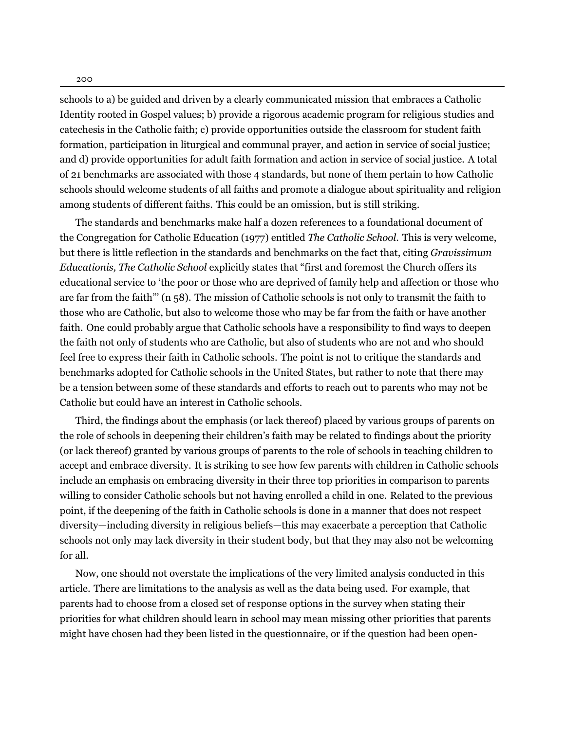schools to a) be guided and driven by a clearly communicated mission that embraces a Catholic Identity rooted in Gospel values; b) provide a rigorous academic program for religious studies and catechesis in the Catholic faith; c) provide opportunities outside the classroom for student faith formation, participation in liturgical and communal prayer, and action in service of social justice; and d) provide opportunities for adult faith formation and action in service of social justice. A total of 21 benchmarks are associated with those 4 standards, but none of them pertain to how Catholic schools should welcome students of all faiths and promote a dialogue about spirituality and religion among students of different faiths. This could be an omission, but is still striking.

The standards and benchmarks make half a dozen references to a foundational document of the Congregation for Catholic Education (1977) entitled *The Catholic School*. This is very welcome, but there is little reflection in the standards and benchmarks on the fact that, citing *Gravissimum Educationis, The Catholic School* explicitly states that "first and foremost the Church offers its educational service to 'the poor or those who are deprived of family help and affection or those who are far from the faith'" (n 58). The mission of Catholic schools is not only to transmit the faith to those who are Catholic, but also to welcome those who may be far from the faith or have another faith. One could probably argue that Catholic schools have a responsibility to find ways to deepen the faith not only of students who are Catholic, but also of students who are not and who should feel free to express their faith in Catholic schools. The point is not to critique the standards and benchmarks adopted for Catholic schools in the United States, but rather to note that there may be a tension between some of these standards and efforts to reach out to parents who may not be Catholic but could have an interest in Catholic schools.

Third, the findings about the emphasis (or lack thereof) placed by various groups of parents on the role of schools in deepening their children's faith may be related to findings about the priority (or lack thereof) granted by various groups of parents to the role of schools in teaching children to accept and embrace diversity. It is striking to see how few parents with children in Catholic schools include an emphasis on embracing diversity in their three top priorities in comparison to parents willing to consider Catholic schools but not having enrolled a child in one. Related to the previous point, if the deepening of the faith in Catholic schools is done in a manner that does not respect diversity—including diversity in religious beliefs—this may exacerbate a perception that Catholic schools not only may lack diversity in their student body, but that they may also not be welcoming for all.

Now, one should not overstate the implications of the very limited analysis conducted in this article. There are limitations to the analysis as well as the data being used. For example, that parents had to choose from a closed set of response options in the survey when stating their priorities for what children should learn in school may mean missing other priorities that parents might have chosen had they been listed in the questionnaire, or if the question had been open-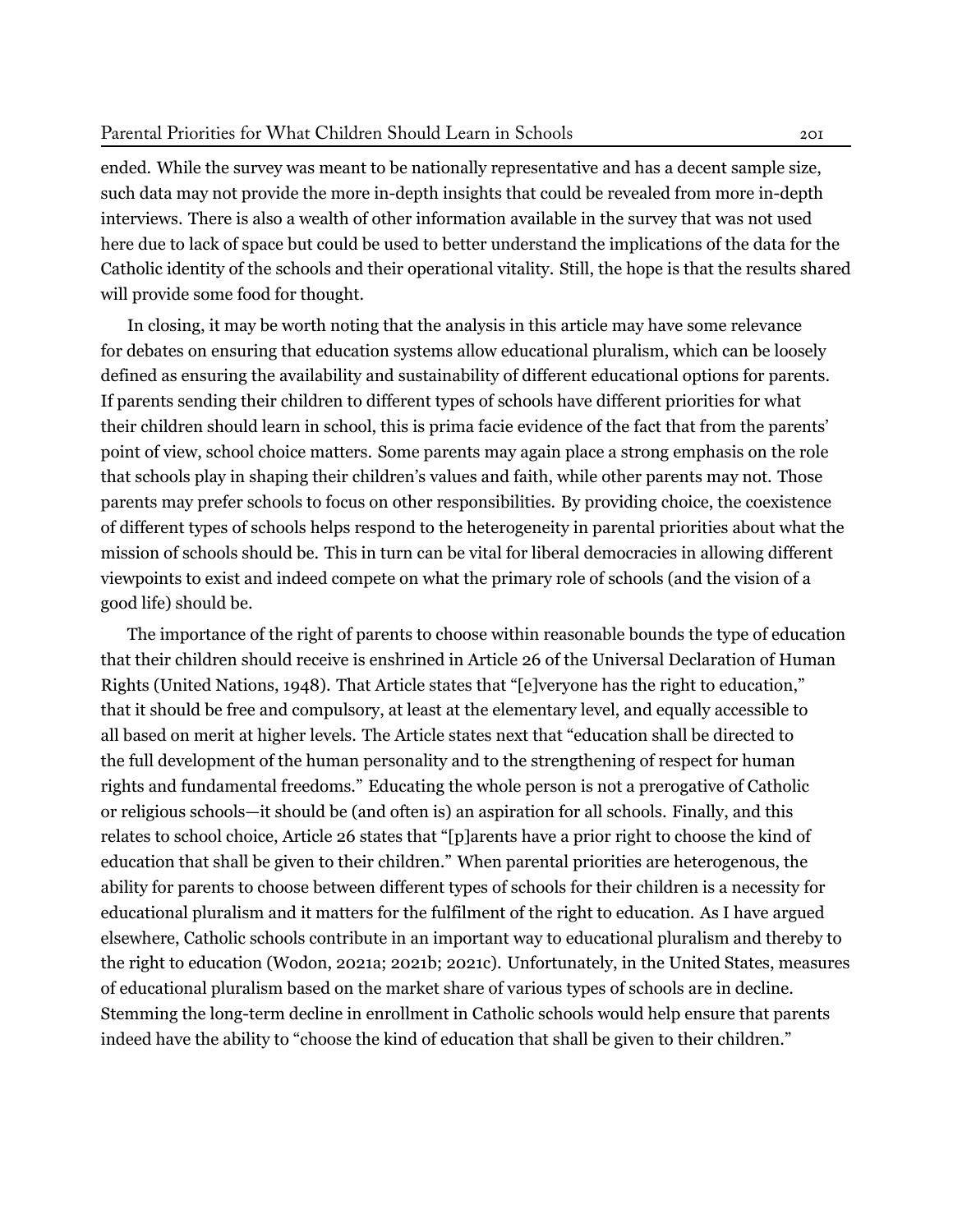ended. While the survey was meant to be nationally representative and has a decent sample size, such data may not provide the more in-depth insights that could be revealed from more in-depth interviews. There is also a wealth of other information available in the survey that was not used here due to lack of space but could be used to better understand the implications of the data for the Catholic identity of the schools and their operational vitality. Still, the hope is that the results shared will provide some food for thought.

In closing, it may be worth noting that the analysis in this article may have some relevance for debates on ensuring that education systems allow educational pluralism, which can be loosely defined as ensuring the availability and sustainability of different educational options for parents. If parents sending their children to different types of schools have different priorities for what their children should learn in school, this is prima facie evidence of the fact that from the parents' point of view, school choice matters. Some parents may again place a strong emphasis on the role that schools play in shaping their children's values and faith, while other parents may not. Those parents may prefer schools to focus on other responsibilities. By providing choice, the coexistence of different types of schools helps respond to the heterogeneity in parental priorities about what the mission of schools should be. This in turn can be vital for liberal democracies in allowing different viewpoints to exist and indeed compete on what the primary role of schools (and the vision of a good life) should be.

The importance of the right of parents to choose within reasonable bounds the type of education that their children should receive is enshrined in Article 26 of the Universal Declaration of Human Rights (United Nations, 1948). That Article states that "[e]veryone has the right to education," that it should be free and compulsory, at least at the elementary level, and equally accessible to all based on merit at higher levels. The Article states next that "education shall be directed to the full development of the human personality and to the strengthening of respect for human rights and fundamental freedoms." Educating the whole person is not a prerogative of Catholic or religious schools—it should be (and often is) an aspiration for all schools. Finally, and this relates to school choice, Article 26 states that "[p]arents have a prior right to choose the kind of education that shall be given to their children." When parental priorities are heterogenous, the ability for parents to choose between different types of schools for their children is a necessity for educational pluralism and it matters for the fulfilment of the right to education. As I have argued elsewhere, Catholic schools contribute in an important way to educational pluralism and thereby to the right to education (Wodon, 2021a; 2021b; 2021c). Unfortunately, in the United States, measures of educational pluralism based on the market share of various types of schools are in decline. Stemming the long-term decline in enrollment in Catholic schools would help ensure that parents indeed have the ability to "choose the kind of education that shall be given to their children."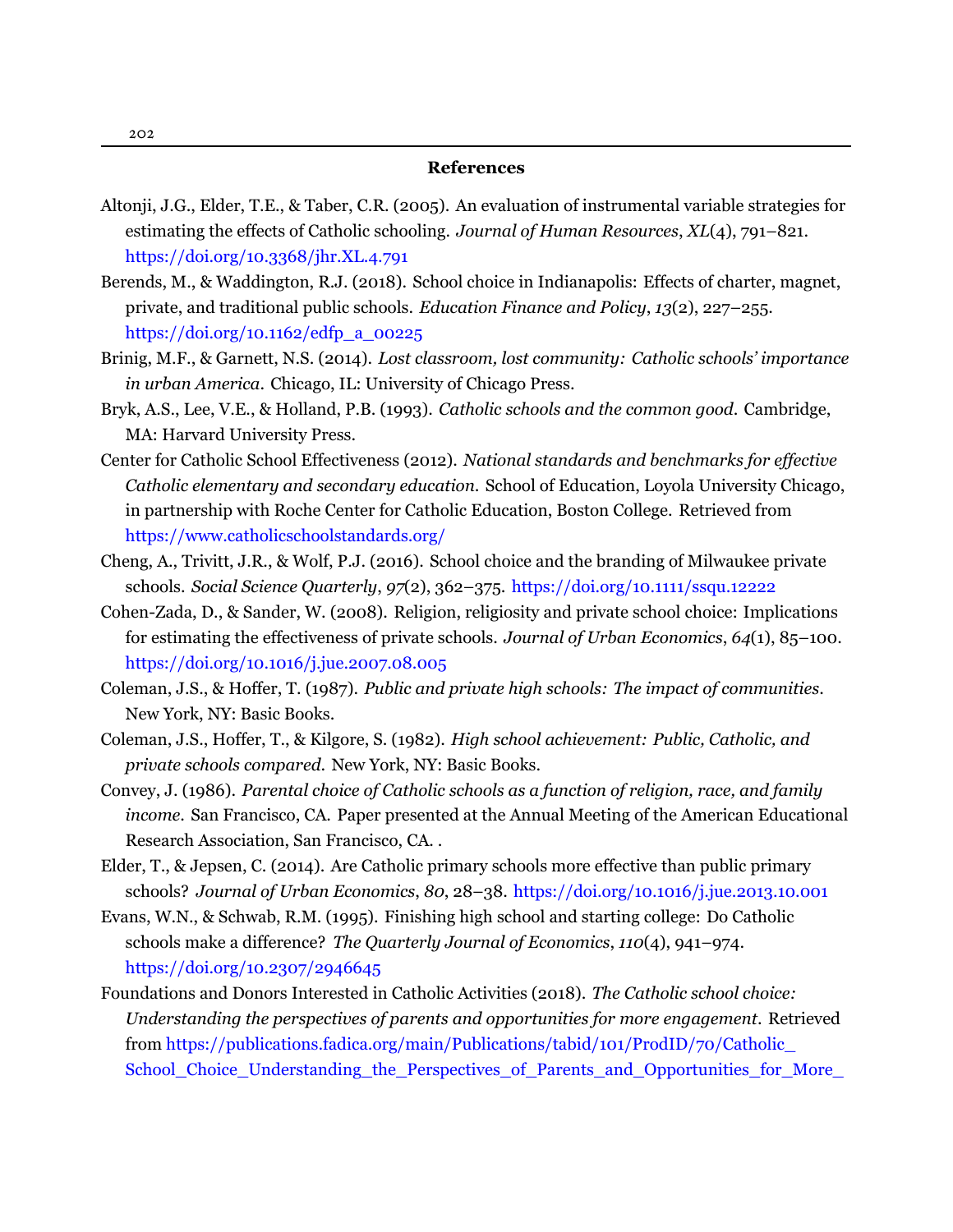## References

Altonji, J.G., Elder, T.E., & Taber, C.R. (2005). An evaluation of instrumental variable strategies for estimating the effects of Catholic schooling. *Journal of Human Resources*, *XL*(4), 791–821. https://doi.org/10.3368/jhr.XL.4.791

Berends, M., & Waddington, R.J. (2018). School choice in Indianapolis: Effects of charter, magnet, private, and traditional public schools. *Education Finance and Policy*, *13*(2), 227–255. https://doi.org/10.1162/edfp_a_00225

Brinig, M.F., & Garnett, N.S. (2014). *Lost classroom, lost community: Catholic schools' importance in urban America*. Chicago, IL: University of Chicago Press.

Bryk, A.S., Lee, V.E., & Holland, P.B. (1993). *Catholic schools and the common good*. Cambridge, MA: Harvard University Press.

Center for Catholic School Effectiveness (2012). *National standards and benchmarks for effective Catholic elementary and secondary education.* School of Education, Loyola University Chicago, in partnership with Roche Center for Catholic Education, Boston College. Retrieved from https://www.catholicschoolstandards.org/

Cheng, A., Trivitt, J.R., & Wolf, P.J. (2016). School choice and the branding of Milwaukee private schools. *Social Science Quarterly*, *97*(2), 362–375. https://doi.org/10.1111/ssqu.12222

Cohen-Zada, D., & Sander, W. (2008). Religion, religiosity and private school choice: Implications for estimating the effectiveness of private schools. *Journal of Urban Economics*, *64*(1), 85–100. https://doi.org/10.1016/j.jue.2007.08.005

Coleman, J.S., & Hoffer, T. (1987). *Public and private high schools: The impact of communities.* New York, NY: Basic Books.

Coleman, J.S., Hoffer, T., & Kilgore, S. (1982). *High school achievement: Public, Catholic, and private schools compared.* New York, NY: Basic Books.

Convey, J. (1986). *Parental choice of Catholic schools as a function of religion, race, and family income*. San Francisco, CA. Paper presented at the Annual Meeting of the American Educational Research Association, San Francisco, CA. .

Elder, T., & Jepsen, C. (2014). Are Catholic primary schools more effective than public primary schools? *Journal of Urban Economics*, *80*, 28–38. https://doi.org/10.1016/j.jue.2013.10.001

Evans, W.N., & Schwab, R.M. (1995). Finishing high school and starting college: Do Catholic schools make a difference? *The Quarterly Journal of Economics*, *110*(4), 941–974. https://doi.org/10.2307/2946645

Foundations and Donors Interested in Catholic Activities (2018). *The Catholic school choice: Understanding the perspectives of parents and opportunities for more engagement*. Retrieved from https://publications.fadica.org/main/Publications/tabid/101/ProdID/70/Catholic_School_Choice_Understanding_the_Perspectives_of_Parents_and_Opportunities_for_More_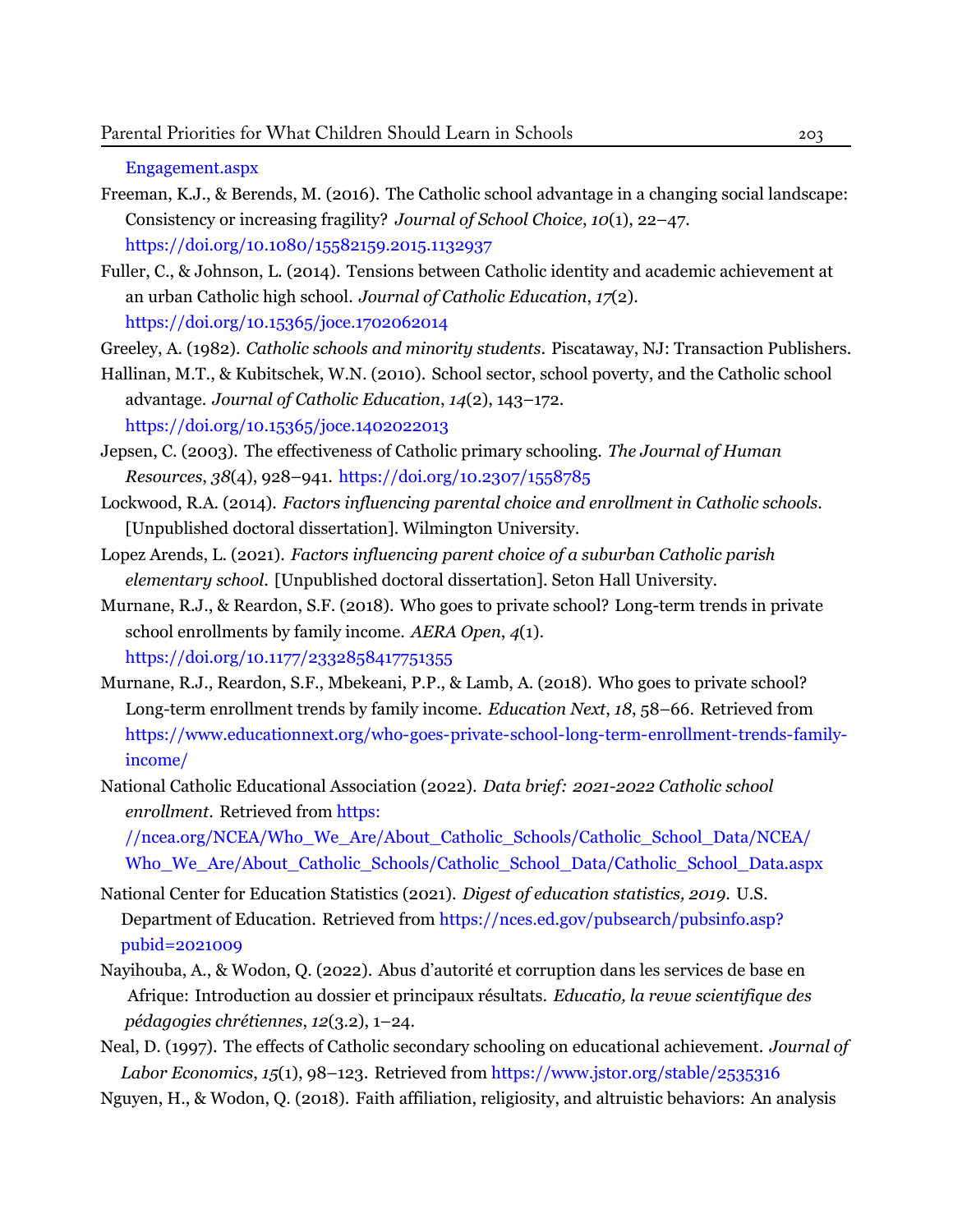Engagement.aspx

Freeman, K.J., & Berends, M. (2016). The Catholic school advantage in a changing social landscape: Consistency or increasing fragility? *Journal of School Choice*, *10*(1), 22–47. https://doi.org/10.1080/15582159.2015.1132937

Fuller, C., & Johnson, L. (2014). Tensions between Catholic identity and academic achievement at an urban Catholic high school. *Journal of Catholic Education*, *17*(2). https://doi.org/10.15365/joce.1702062014

Greeley, A. (1982). *Catholic schools and minority students*. Piscataway, NJ: Transaction Publishers.

Hallinan, M.T., & Kubitschek, W.N. (2010). School sector, school poverty, and the Catholic school advantage. *Journal of Catholic Education*, *14*(2), 143–172. https://doi.org/10.15365/joce.1402022013

Jepsen, C. (2003). The effectiveness of Catholic primary schooling. *The Journal of Human Resources*, *38*(4), 928–941. https://doi.org/10.2307/1558785

Lockwood, R.A. (2014). *Factors influencing parental choice and enrollment in Catholic schools*. [Unpublished doctoral dissertation]. Wilmington University.

Lopez Arends, L. (2021). *Factors influencing parent choice of a suburban Catholic parish elementary school*. [Unpublished doctoral dissertation]. Seton Hall University.

Murnane, R.J., & Reardon, S.F. (2018). Who goes to private school? Long-term trends in private school enrollments by family income. *AERA Open*, *4*(1). https://doi.org/10.1177/2332858417751355

Murnane, R.J., Reardon, S.F., Mbekeani, P.P., & Lamb, A. (2018). Who goes to private school? Long-term enrollment trends by family income. *Education Next*, *18*, 58–66. Retrieved from https://www.educationnext.org/who-goes-private-school-long-term-enrollment-trends-family-income/

National Catholic Educational Association (2022). *Data brief: 2021-2022 Catholic school enrollment*. Retrieved from https://ncea.org/NCEA/Who_We_Are/About_Catholic_Schools/Catholic_School_Data/NCEA/Who_We_Are/About_Catholic_Schools/Catholic_School_Data/Catholic_School_Data.aspx

National Center for Education Statistics (2021). *Digest of education statistics, 2019*. U.S. Department of Education. Retrieved from https://nces.ed.gov/pubsearch/pubsinfo.asp?pubid=2021009

Nayihouba, A., & Wodon, Q. (2022). Abus d'autorité et corruption dans les services de base en Afrique: Introduction au dossier et principaux résultats. *Educatio, la revue scientifique des pédagogies chrétiennes*, *12*(3.2), 1–24.

Neal, D. (1997). The effects of Catholic secondary schooling on educational achievement. *Journal of Labor Economics*, *15*(1), 98–123. Retrieved from https://www.jstor.org/stable/2535316

Nguyen, H., & Wodon, Q. (2018). Faith affiliation, religiosity, and altruistic behaviors: An analysis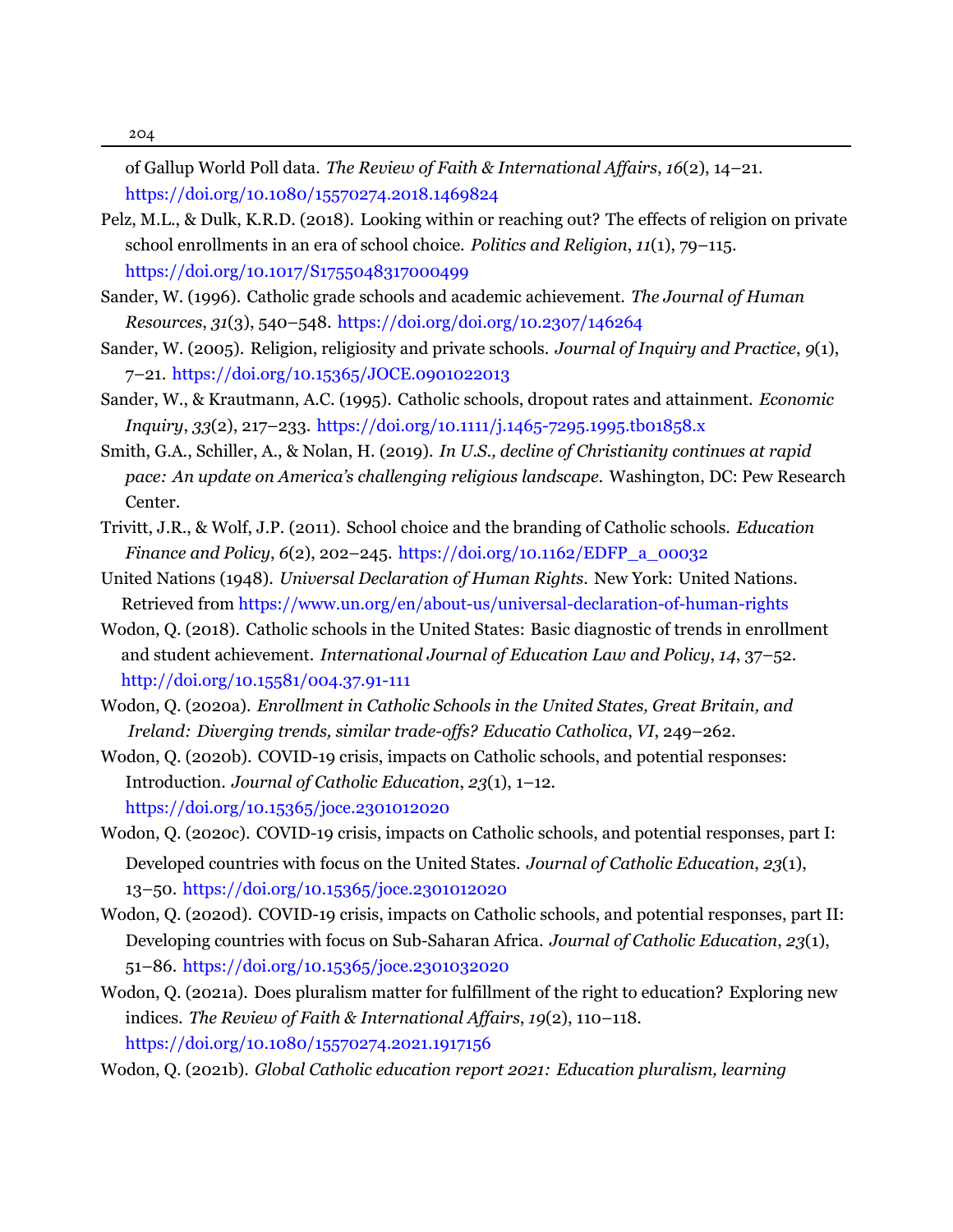of Gallup World Poll data. *The Review of Faith & International Affairs*, *16*(2), 14–21. https://doi.org/10.1080/15570274.2018.1469824

Pelz, M.L., & Dulk, K.R.D. (2018). Looking within or reaching out? The effects of religion on private school enrollments in an era of school choice. *Politics and Religion*, *11*(1), 79–115. https://doi.org/10.1017/S1755048317000499

Sander, W. (1996). Catholic grade schools and academic achievement. *The Journal of Human Resources*, *31*(3), 540–548. https://doi.org/doi.org/10.2307/146264

Sander, W. (2005). Religion, religiosity and private schools. *Journal of Inquiry and Practice*, *9*(1), 7–21. https://doi.org/10.15365/JOCE.0901022013

Sander, W., & Krautmann, A.C. (1995). Catholic schools, dropout rates and attainment. *Economic Inquiry*, *33*(2), 217–233. https://doi.org/10.1111/j.1465-7295.1995.tb01858.x

Smith, G.A., Schiller, A., & Nolan, H. (2019). *In U.S., decline of Christianity continues at rapid pace: An update on America's challenging religious landscape.* Washington, DC: Pew Research Center.

Trivitt, J.R., & Wolf, J.P. (2011). School choice and the branding of Catholic schools. *Education Finance and Policy*, *6*(2), 202–245. https://doi.org/10.1162/EDFP_a_00032

United Nations (1948). *Universal Declaration of Human Rights.* New York: United Nations. Retrieved from https://www.un.org/en/about-us/universal-declaration-of-human-rights

Wodon, Q. (2018). Catholic schools in the United States: Basic diagnostic of trends in enrollment and student achievement. *International Journal of Education Law and Policy*, *14*, 37–52. http://doi.org/10.15581/004.37.91-111

Wodon, Q. (2020a). *Enrollment in Catholic Schools in the United States, Great Britain, and Ireland: Diverging trends, similar trade-offs? Educatio Catholica*, *VI*, 249–262.

Wodon, Q. (2020b). COVID-19 crisis, impacts on Catholic schools, and potential responses: Introduction. *Journal of Catholic Education*, *23*(1), 1–12. https://doi.org/10.15365/joce.2301012020

Wodon, Q. (2020c). COVID-19 crisis, impacts on Catholic schools, and potential responses, part I: Developed countries with focus on the United States. *Journal of Catholic Education*, *23*(1), 13–50. https://doi.org/10.15365/joce.2301012020

Wodon, Q. (2020d). COVID-19 crisis, impacts on Catholic schools, and potential responses, part II: Developing countries with focus on Sub-Saharan Africa. *Journal of Catholic Education*, *23*(1), 51–86. https://doi.org/10.15365/joce.2301032020

Wodon, Q. (2021a). Does pluralism matter for fulfillment of the right to education? Exploring new indices. *The Review of Faith & International Affairs*, *19*(2), 110–118. https://doi.org/10.1080/15570274.2021.1917156

Wodon, Q. (2021b). *Global Catholic education report 2021: Education pluralism, learning*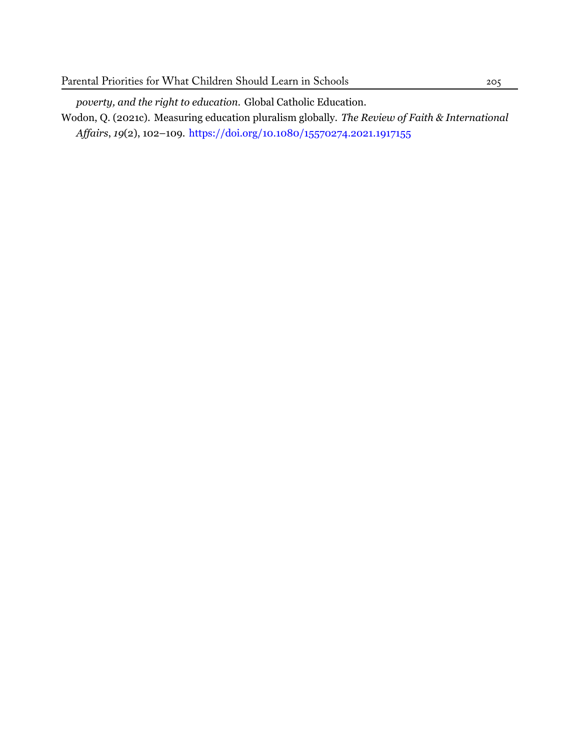*poverty, and the right to education*. Global Catholic Education.

Wodon, Q. (2021c). Measuring education pluralism globally. *The Review of Faith & International Affairs*, *19*(2), 102–109. https://doi.org/10.1080/15570274.2021.1917155